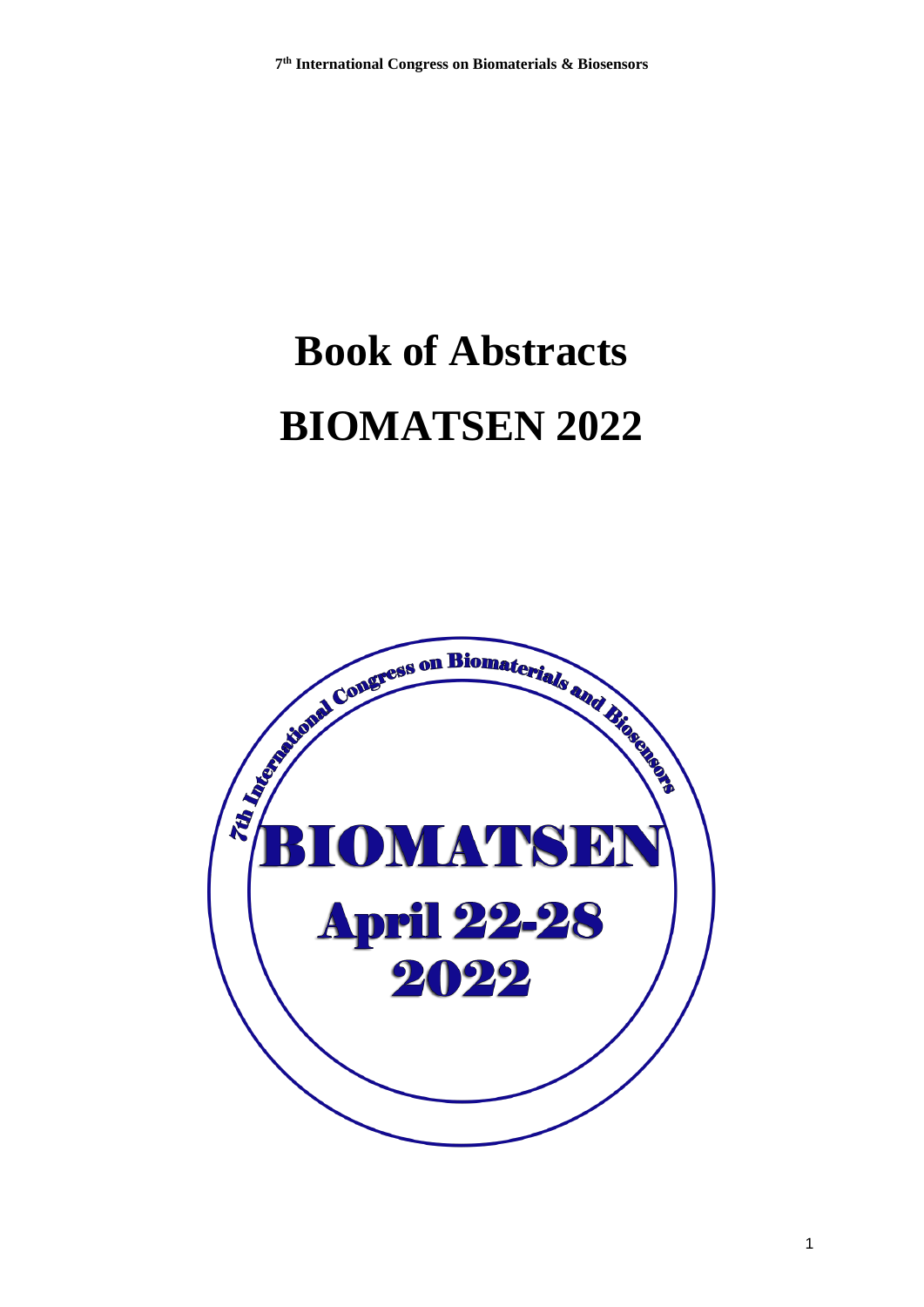# Book of Abstracts

# BIOMATSEN 2022

7th International Congress on Biomaterials and Biosensors

BIOMATSEN

April 22-28

2022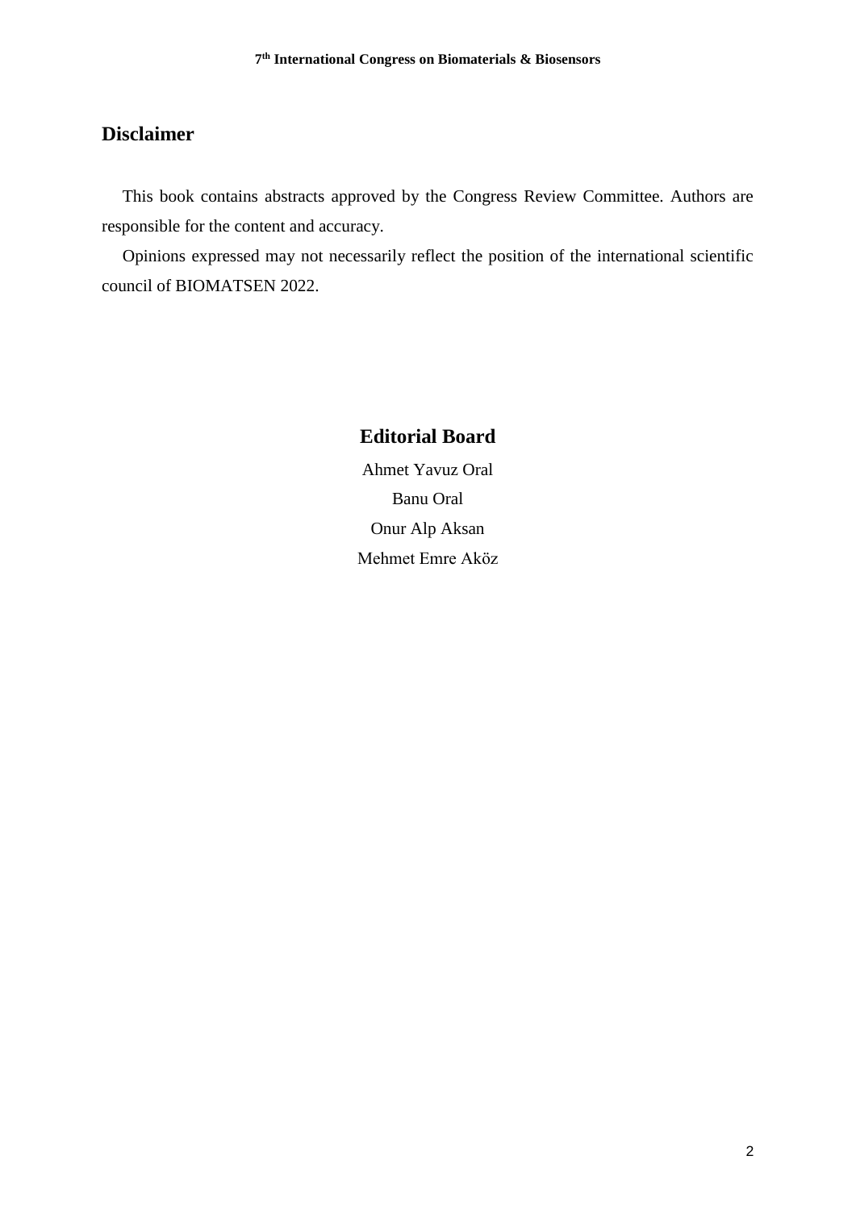## Disclaimer

This book contains abstracts approved by the Congress Review Committee. Authors are responsible for the content and accuracy.

Opinions expressed may not necessarily reflect the position of the international scientific council of BIOMATSEN 2022.

## Editorial Board

Ahmet Yavuz Oral

Banu Oral

Onur Alp Aksan

Mehmet Emre Aköz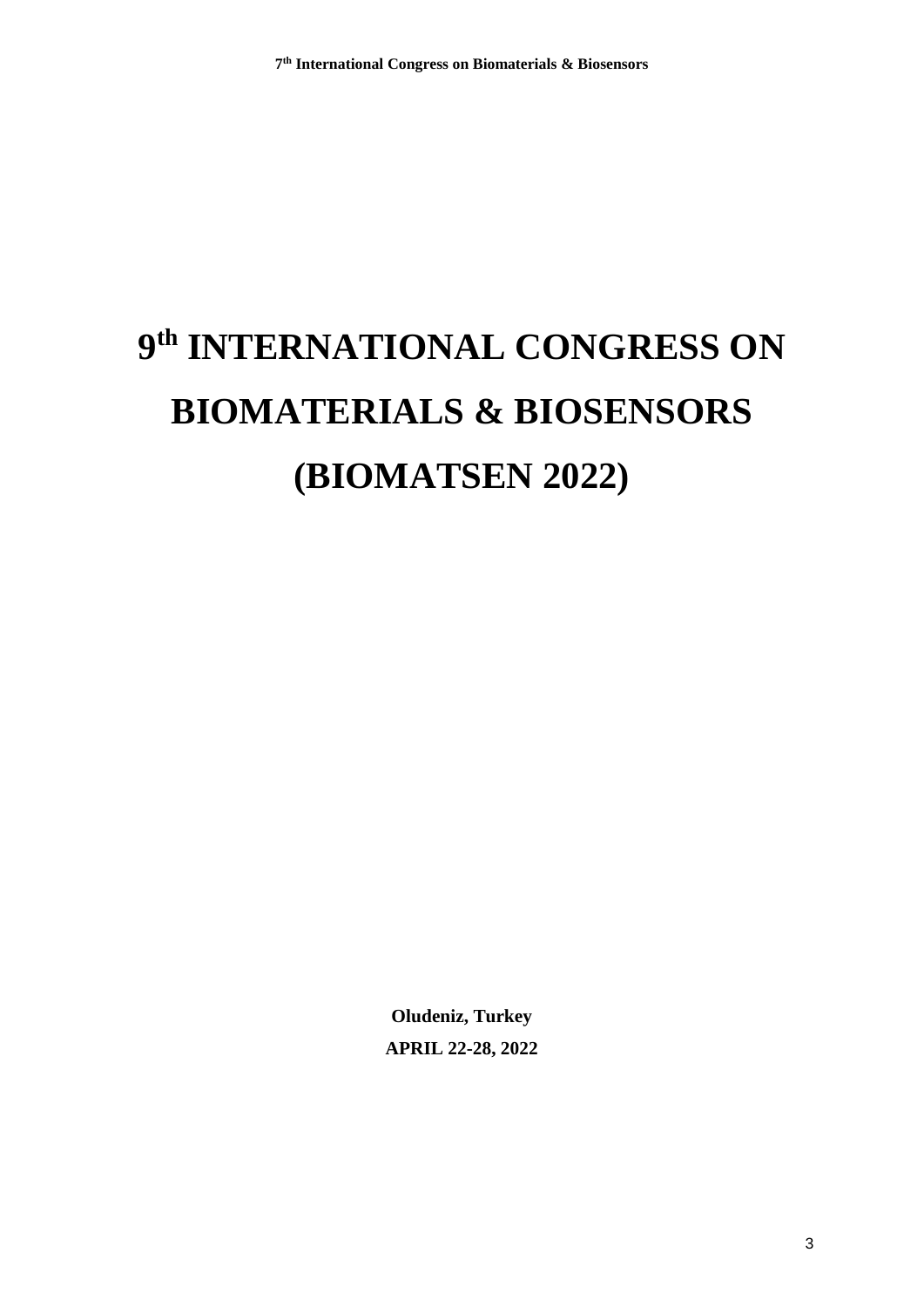# 9th INTERNATIONAL CONGRESS ON BIOMATERIALS & BIOSENSORS (BIOMATSEN 2022)

**Oludeniz, Turkey**

**APRIL 22-28, 2022**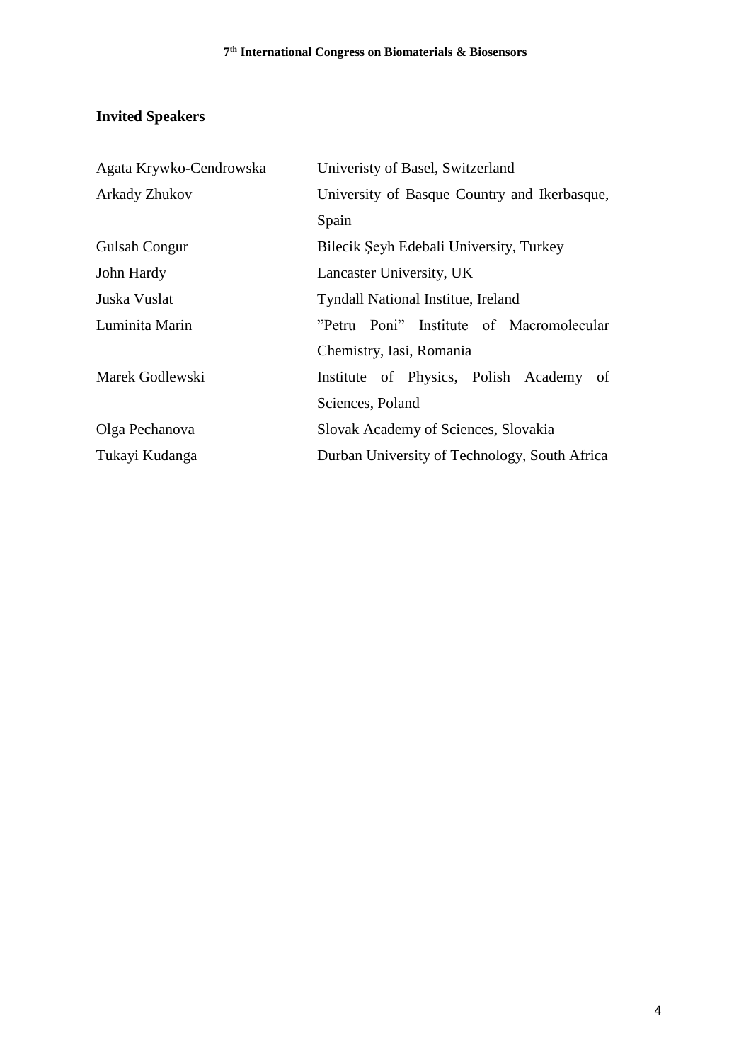## Invited Speakers

| | |
|---|---|
| Agata Krywko-Cendrowska | Univeristy of Basel, Switzerland |
| Arkady Zhukov | University of Basque Country and Ikerbasque, Spain |
| Gulsah Congur | Bilecik Şeyh Edebali University, Turkey |
| John Hardy | Lancaster University, UK |
| Juska Vuslat | Tyndall National Institue, Ireland |
| Luminita Marin | ”Petru Poni” Institute of Macromolecular Chemistry, Iasi, Romania |
| Marek Godlewski | Institute of Physics, Polish Academy of Sciences, Poland |
| Olga Pechanova | Slovak Academy of Sciences, Slovakia |
| Tukayi Kudanga | Durban University of Technology, South Africa |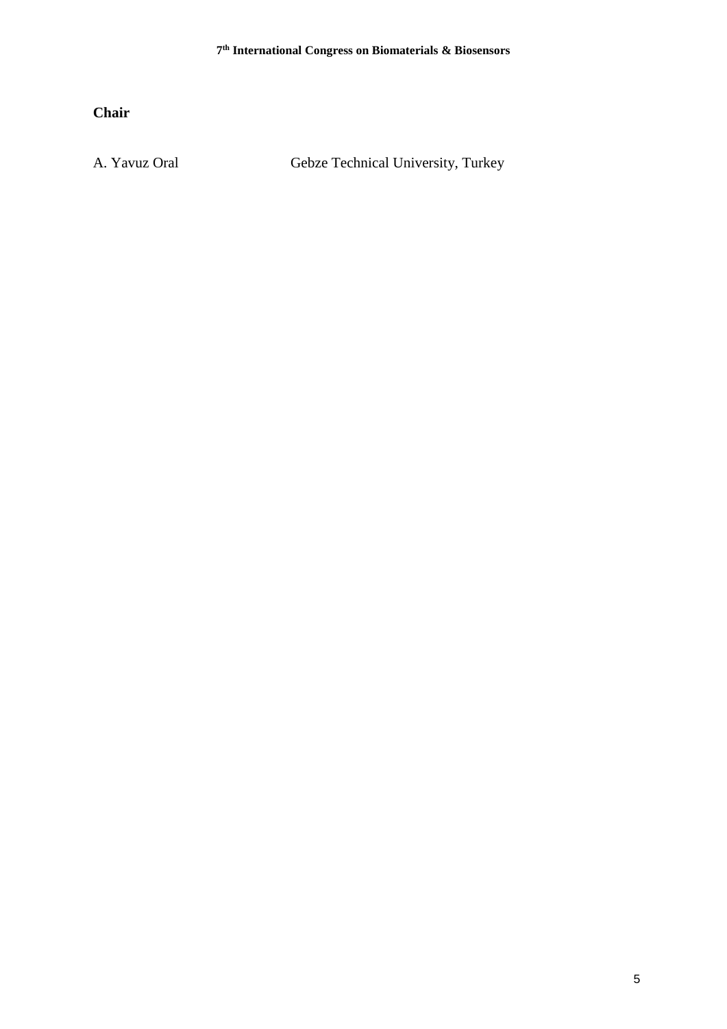**Chair**

| | |
|---|---|
| A. Yavuz Oral | Gebze Technical University, Turkey |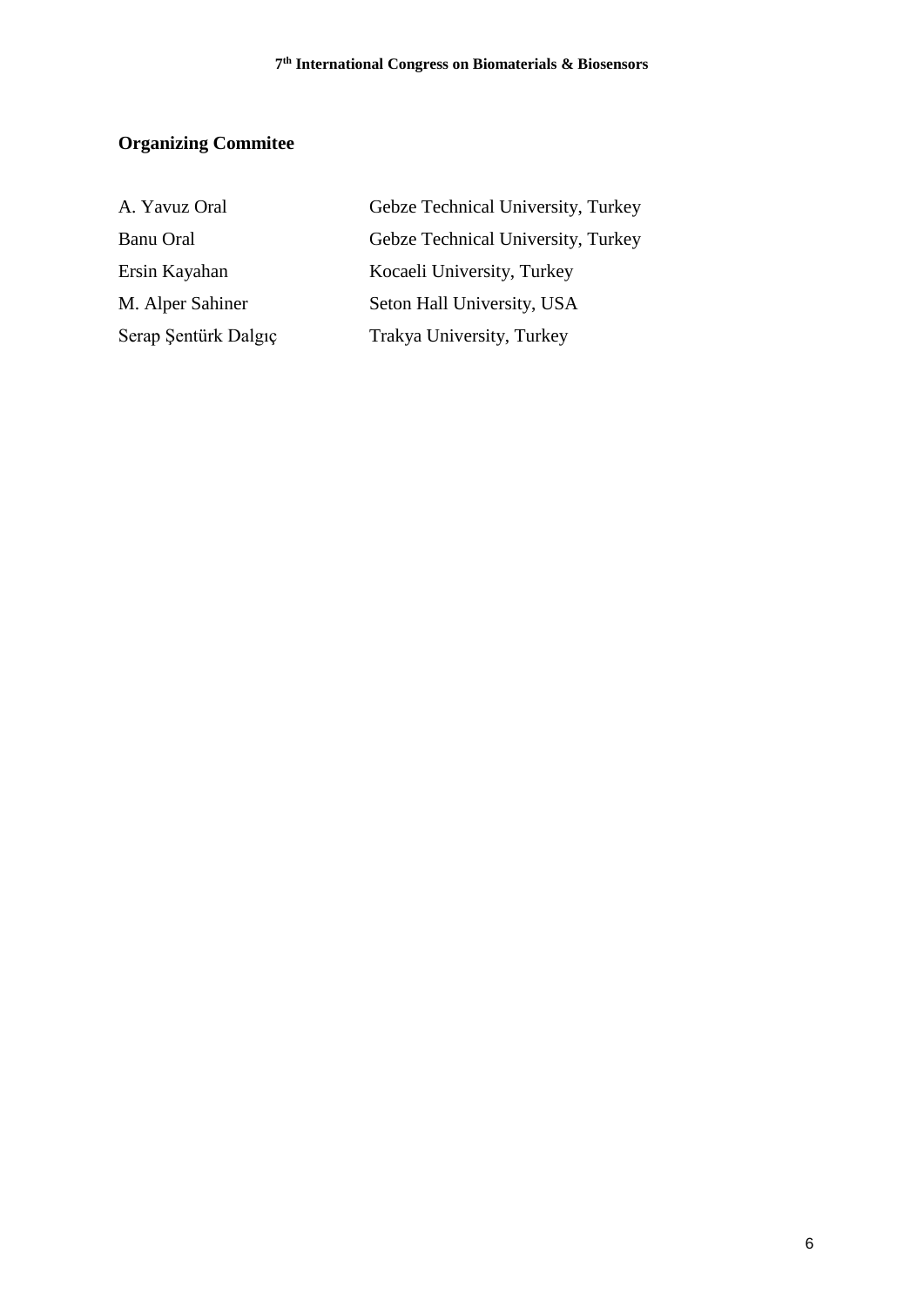## Organizing Commitee

| | |
|---|---|
| A. Yavuz Oral | Gebze Technical University, Turkey |
| Banu Oral | Gebze Technical University, Turkey |
| Ersin Kayahan | Kocaeli University, Turkey |
| M. Alper Sahiner | Seton Hall University, USA |
| Serap Şentürk Dalgıç | Trakya University, Turkey |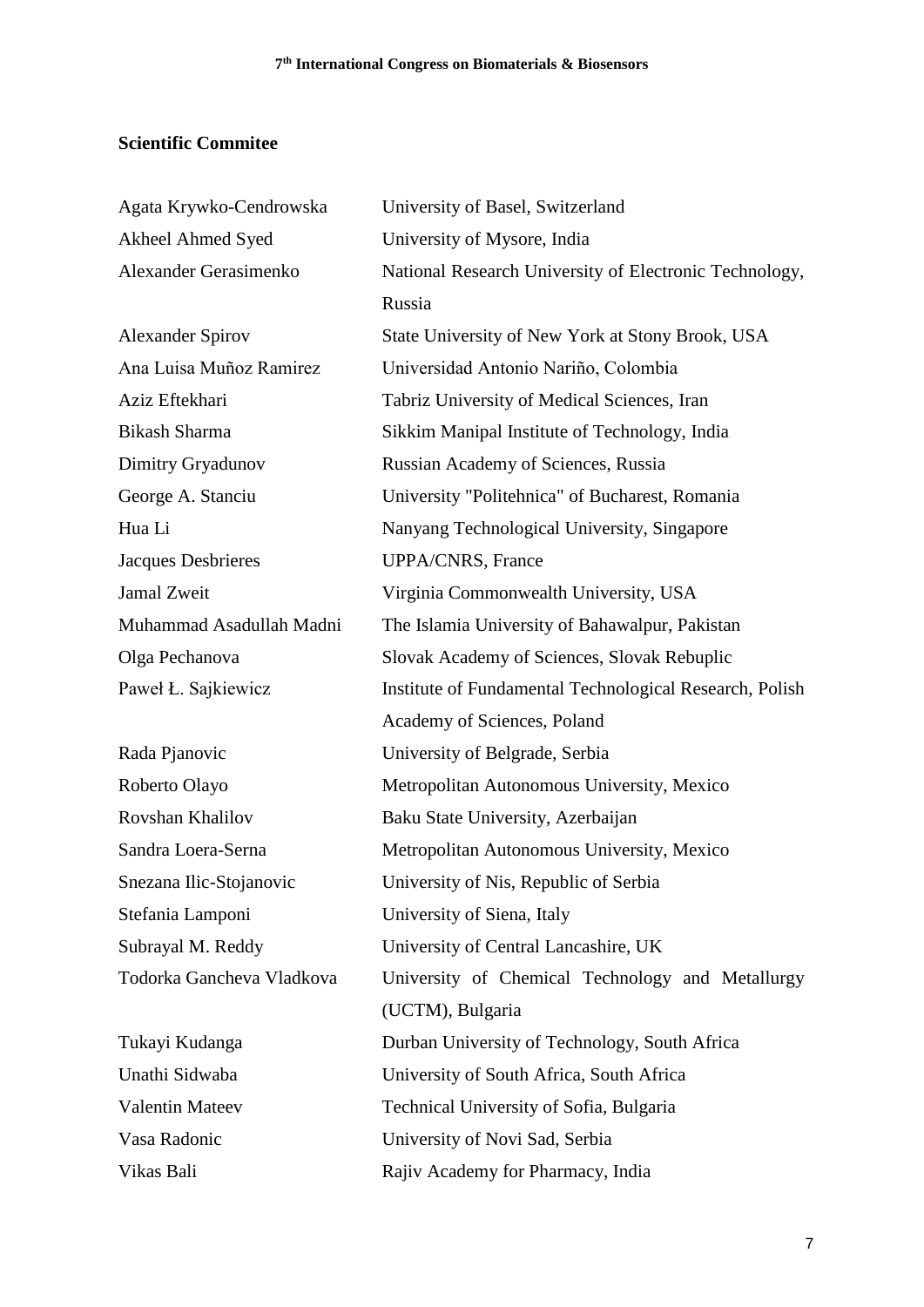## Scientific Commitee

| | |
|---|---|
| Agata Krywko-Cendrowska | University of Basel, Switzerland |
| Akheel Ahmed Syed | University of Mysore, India |
| Alexander Gerasimenko | National Research University of Electronic Technology, Russia |
| Alexander Spirov | State University of New York at Stony Brook, USA |
| Ana Luisa Muñoz Ramirez | Universidad Antonio Nariño, Colombia |
| Aziz Eftekhari | Tabriz University of Medical Sciences, Iran |
| Bikash Sharma | Sikkim Manipal Institute of Technology, India |
| Dimitry Gryadunov | Russian Academy of Sciences, Russia |
| George A. Stanciu | University "Politehnica" of Bucharest, Romania |
| Hua Li | Nanyang Technological University, Singapore |
| Jacques Desbrieres | UPPA/CNRS, France |
| Jamal Zweit | Virginia Commonwealth University, USA |
| Muhammad Asadullah Madni | The Islamia University of Bahawalpur, Pakistan |
| Olga Pechanova | Slovak Academy of Sciences, Slovak Rebuplic |
| Paweł Ł. Sajkiewicz | Institute of Fundamental Technological Research, Polish Academy of Sciences, Poland |
| Rada Pjanovic | University of Belgrade, Serbia |
| Roberto Olayo | Metropolitan Autonomous University, Mexico |
| Rovshan Khalilov | Baku State University, Azerbaijan |
| Sandra Loera-Serna | Metropolitan Autonomous University, Mexico |
| Snezana Ilic-Stojanovic | University of Nis, Republic of Serbia |
| Stefania Lamponi | University of Siena, Italy |
| Subrayal M. Reddy | University of Central Lancashire, UK |
| Todorka Gancheva Vladkova | University of Chemical Technology and Metallurgy (UCTM), Bulgaria |
| Tukayi Kudanga | Durban University of Technology, South Africa |
| Unathi Sidwaba | University of South Africa, South Africa |
| Valentin Mateev | Technical University of Sofia, Bulgaria |
| Vasa Radonic | University of Novi Sad, Serbia |
| Vikas Bali | Rajiv Academy for Pharmacy, India |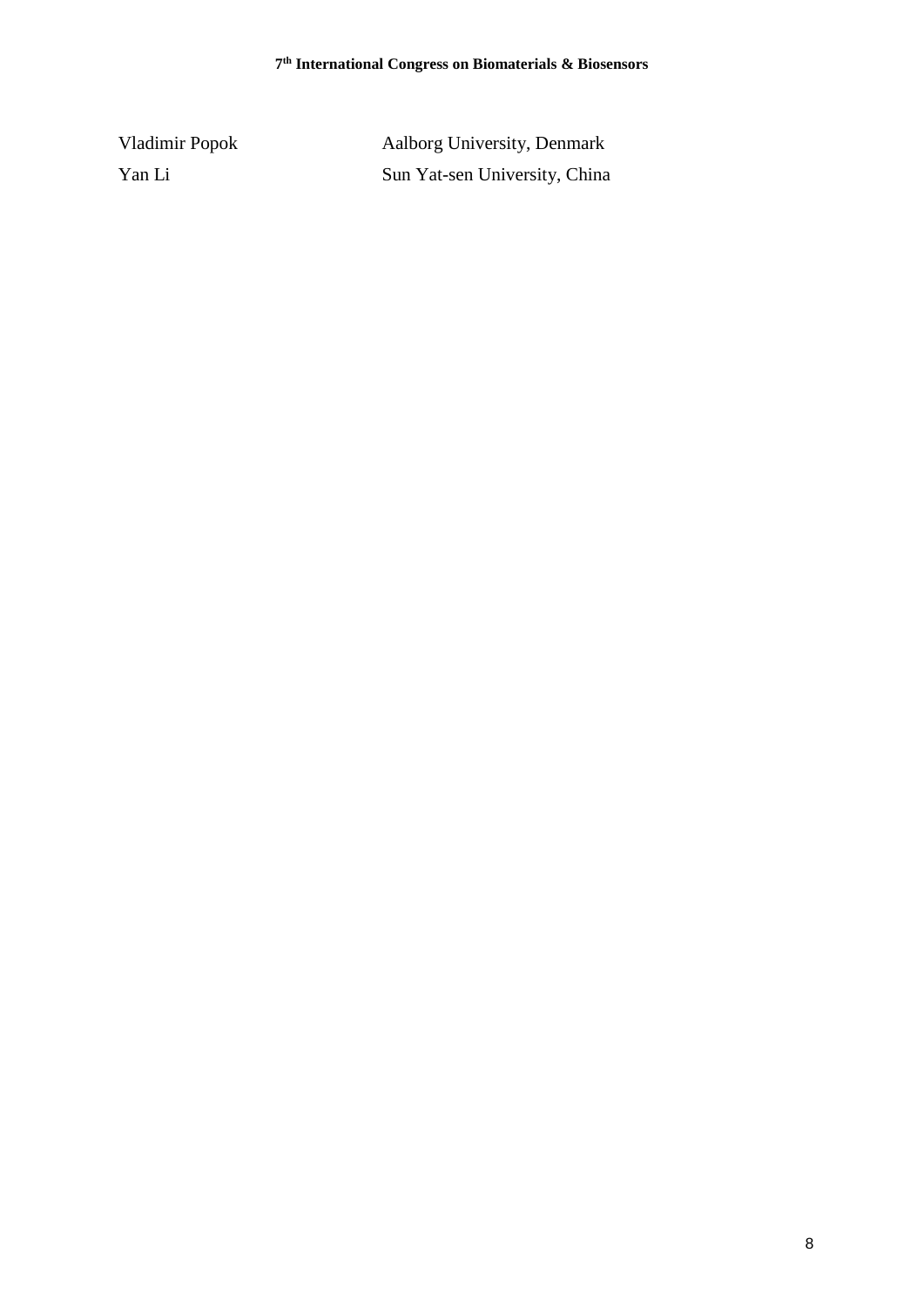| | |
|---|---|
| Vladimir Popok | Aalborg University, Denmark |
| Yan Li | Sun Yat-sen University, China |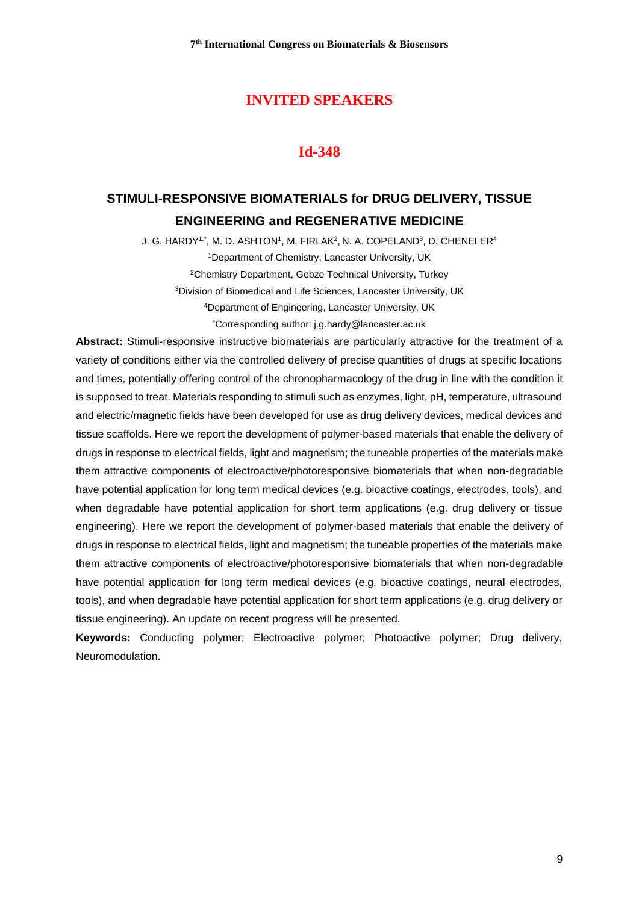# INVITED SPEAKERS

## Id-348

### STIMULI-RESPONSIVE BIOMATERIALS for DRUG DELIVERY, TISSUE ENGINEERING and REGENERATIVE MEDICINE

J. G. HARDY[1,*], M. D. ASHTON[1], M. FIRLAK[2], N. A. COPELAND[3], D. CHENELER[4]

[1]Department of Chemistry, Lancaster University, UK

[2]Chemistry Department, Gebze Technical University, Turkey

[3]Division of Biomedical and Life Sciences, Lancaster University, UK

[4]Department of Engineering, Lancaster University, UK

[*]Corresponding author: j.g.hardy@lancaster.ac.uk

**Abstract:** Stimuli-responsive instructive biomaterials are particularly attractive for the treatment of a variety of conditions either via the controlled delivery of precise quantities of drugs at specific locations and times, potentially offering control of the chronopharmacology of the drug in line with the condition it is supposed to treat. Materials responding to stimuli such as enzymes, light, pH, temperature, ultrasound and electric/magnetic fields have been developed for use as drug delivery devices, medical devices and tissue scaffolds. Here we report the development of polymer-based materials that enable the delivery of drugs in response to electrical fields, light and magnetism; the tuneable properties of the materials make them attractive components of electroactive/photoresponsive biomaterials that when non-degradable have potential application for long term medical devices (e.g. bioactive coatings, electrodes, tools), and when degradable have potential application for short term applications (e.g. drug delivery or tissue engineering). Here we report the development of polymer-based materials that enable the delivery of drugs in response to electrical fields, light and magnetism; the tuneable properties of the materials make them attractive components of electroactive/photoresponsive biomaterials that when non-degradable have potential application for long term medical devices (e.g. bioactive coatings, neural electrodes, tools), and when degradable have potential application for short term applications (e.g. drug delivery or tissue engineering). An update on recent progress will be presented.

**Keywords:** Conducting polymer; Electroactive polymer; Photoactive polymer; Drug delivery, Neuromodulation.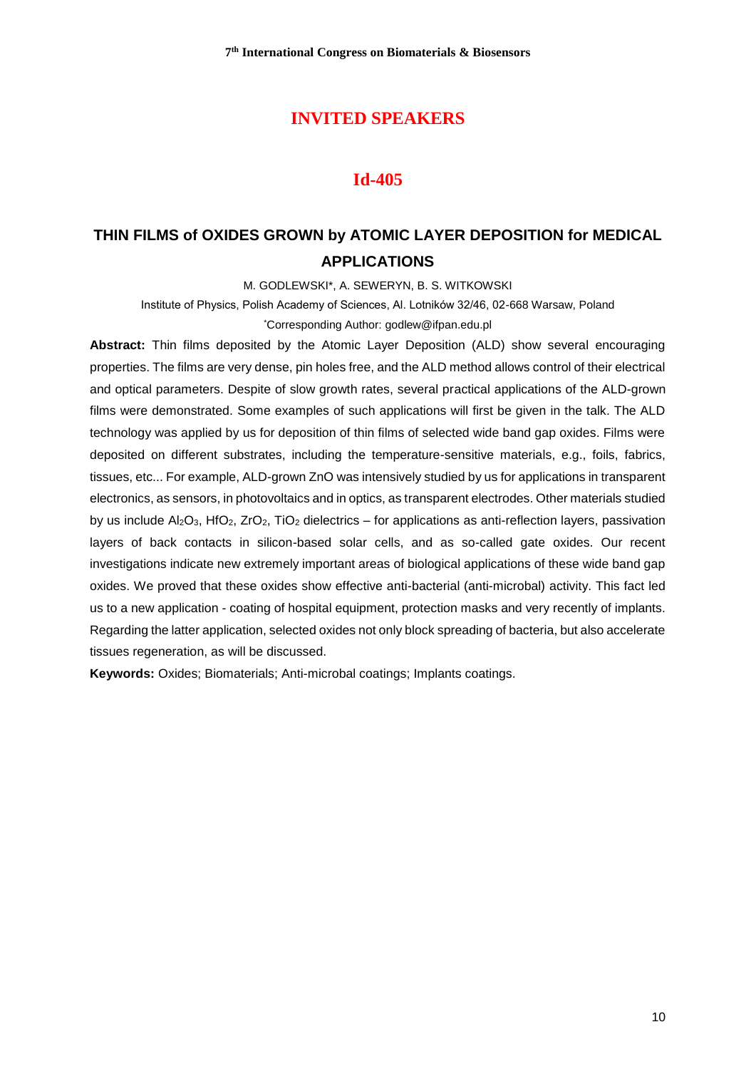# INVITED SPEAKERS

## Id-405

### THIN FILMS of OXIDES GROWN by ATOMIC LAYER DEPOSITION for MEDICAL APPLICATIONS

M. GODLEWSKI*, A. SEWERYN, B. S. WITKOWSKI

Institute of Physics, Polish Academy of Sciences, Al. Lotników 32/46, 02-668 Warsaw, Poland

*Corresponding Author: godlew@ifpan.edu.pl

**Abstract:** Thin films deposited by the Atomic Layer Deposition (ALD) show several encouraging properties. The films are very dense, pin holes free, and the ALD method allows control of their electrical and optical parameters. Despite of slow growth rates, several practical applications of the ALD-grown films were demonstrated. Some examples of such applications will first be given in the talk. The ALD technology was applied by us for deposition of thin films of selected wide band gap oxides. Films were deposited on different substrates, including the temperature-sensitive materials, e.g., foils, fabrics, tissues, etc... For example, ALD-grown ZnO was intensively studied by us for applications in transparent electronics, as sensors, in photovoltaics and in optics, as transparent electrodes. Other materials studied by us include $Al_2O_3$, $HfO_2$, $ZrO_2$, $TiO_2$ dielectrics – for applications as anti-reflection layers, passivation layers of back contacts in silicon-based solar cells, and as so-called gate oxides. Our recent investigations indicate new extremely important areas of biological applications of these wide band gap oxides. We proved that these oxides show effective anti-bacterial (anti-microbal) activity. This fact led us to a new application - coating of hospital equipment, protection masks and very recently of implants. Regarding the latter application, selected oxides not only block spreading of bacteria, but also accelerate tissues regeneration, as will be discussed.

**Keywords:** Oxides; Biomaterials; Anti-microbal coatings; Implants coatings.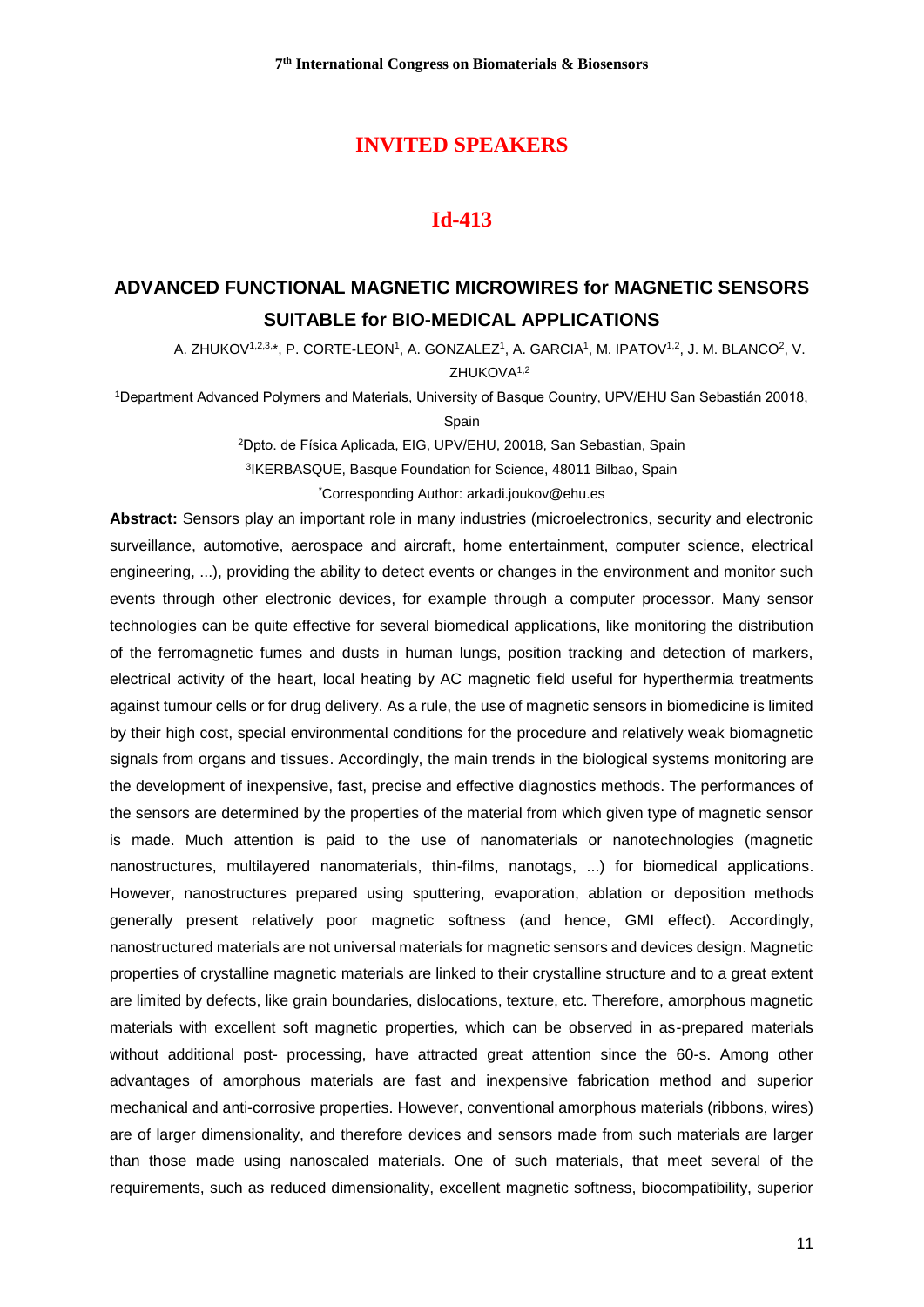## INVITED SPEAKERS

## Id-413

# ADVANCED FUNCTIONAL MAGNETIC MICROWIRES for MAGNETIC SENSORS SUITABLE for BIO-MEDICAL APPLICATIONS

A. ZHUKOV[1,2,3,*], P. CORTE-LEON[1], A. GONZALEZ[1], A. GARCIA[1], M. IPATOV[1,2], J. M. BLANCO[2], V. ZHUKOVA[1,2]

[1]Department Advanced Polymers and Materials, University of Basque Country, UPV/EHU San Sebastián 20018, Spain

[2]Dpto. de Física Aplicada, EIG, UPV/EHU, 20018, San Sebastian, Spain

[3]IKERBASQUE, Basque Foundation for Science, 48011 Bilbao, Spain

[*]Corresponding Author: arkadi.joukov@ehu.es

**Abstract:** Sensors play an important role in many industries (microelectronics, security and electronic surveillance, automotive, aerospace and aircraft, home entertainment, computer science, electrical engineering, ...), providing the ability to detect events or changes in the environment and monitor such events through other electronic devices, for example through a computer processor. Many sensor technologies can be quite effective for several biomedical applications, like monitoring the distribution of the ferromagnetic fumes and dusts in human lungs, position tracking and detection of markers, electrical activity of the heart, local heating by AC magnetic field useful for hyperthermia treatments against tumour cells or for drug delivery. As a rule, the use of magnetic sensors in biomedicine is limited by their high cost, special environmental conditions for the procedure and relatively weak biomagnetic signals from organs and tissues. Accordingly, the main trends in the biological systems monitoring are the development of inexpensive, fast, precise and effective diagnostics methods. The performances of the sensors are determined by the properties of the material from which given type of magnetic sensor is made. Much attention is paid to the use of nanomaterials or nanotechnologies (magnetic nanostructures, multilayered nanomaterials, thin-films, nanotags, ...) for biomedical applications. However, nanostructures prepared using sputtering, evaporation, ablation or deposition methods generally present relatively poor magnetic softness (and hence, GMI effect). Accordingly, nanostructured materials are not universal materials for magnetic sensors and devices design. Magnetic properties of crystalline magnetic materials are linked to their crystalline structure and to a great extent are limited by defects, like grain boundaries, dislocations, texture, etc. Therefore, amorphous magnetic materials with excellent soft magnetic properties, which can be observed in as-prepared materials without additional post- processing, have attracted great attention since the 60-s. Among other advantages of amorphous materials are fast and inexpensive fabrication method and superior mechanical and anti-corrosive properties. However, conventional amorphous materials (ribbons, wires) are of larger dimensionality, and therefore devices and sensors made from such materials are larger than those made using nanoscaled materials. One of such materials, that meet several of the requirements, such as reduced dimensionality, excellent magnetic softness, biocompatibility, superior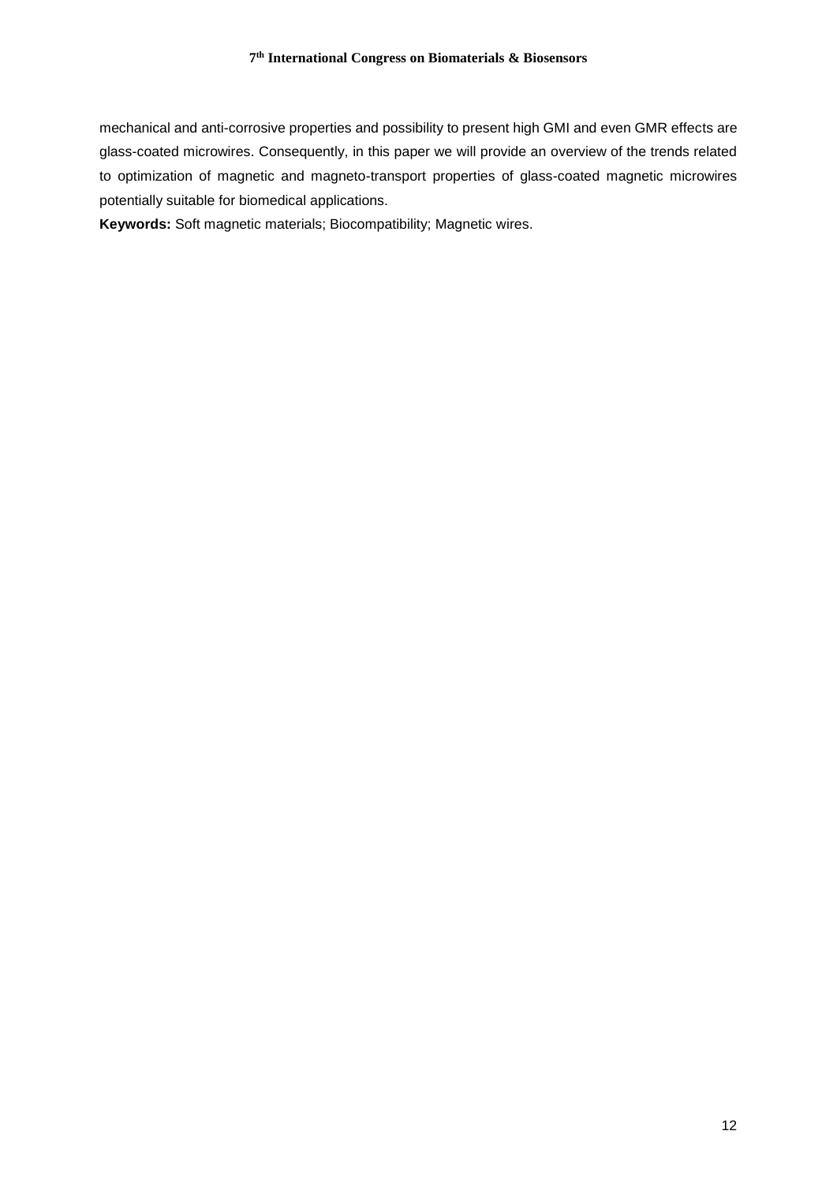mechanical and anti-corrosive properties and possibility to present high GMI and even GMR effects are glass-coated microwires. Consequently, in this paper we will provide an overview of the trends related to optimization of magnetic and magneto-transport properties of glass-coated magnetic microwires potentially suitable for biomedical applications.

**Keywords:** Soft magnetic materials; Biocompatibility; Magnetic wires.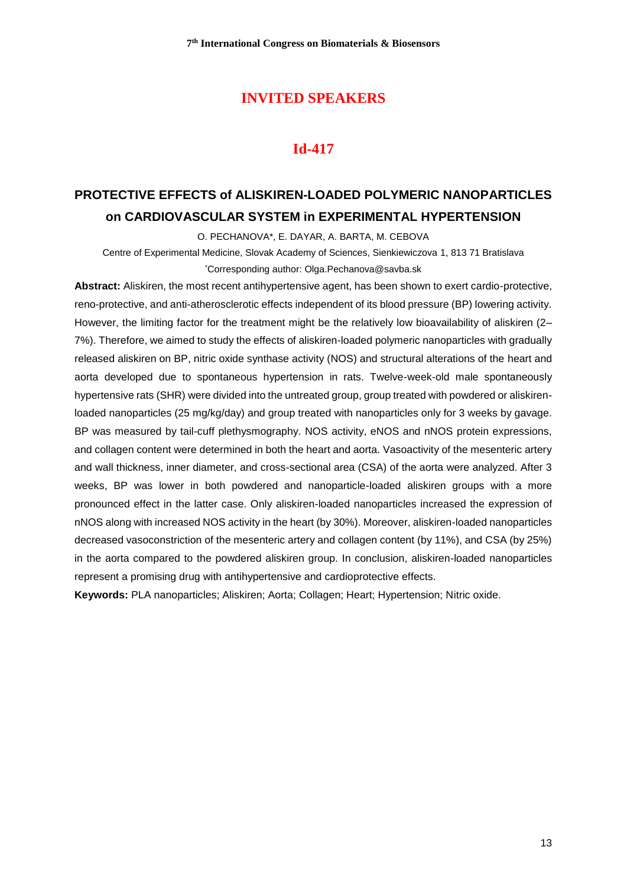## INVITED SPEAKERS

### Id-417

# PROTECTIVE EFFECTS of ALISKIREN-LOADED POLYMERIC NANOPARTICLES on CARDIOVASCULAR SYSTEM in EXPERIMENTAL HYPERTENSION

O. PECHANOVA*, E. DAYAR, A. BARTA, M. CEBOVA

Centre of Experimental Medicine, Slovak Academy of Sciences, Sienkiewiczova 1, 813 71 Bratislava

*Corresponding author: Olga.Pechanova@savba.sk

**Abstract:** Aliskiren, the most recent antihypertensive agent, has been shown to exert cardio-protective, reno-protective, and anti-atherosclerotic effects independent of its blood pressure (BP) lowering activity. However, the limiting factor for the treatment might be the relatively low bioavailability of aliskiren (2–7%). Therefore, we aimed to study the effects of aliskiren-loaded polymeric nanoparticles with gradually released aliskiren on BP, nitric oxide synthase activity (NOS) and structural alterations of the heart and aorta developed due to spontaneous hypertension in rats. Twelve-week-old male spontaneously hypertensive rats (SHR) were divided into the untreated group, group treated with powdered or aliskiren-loaded nanoparticles (25 mg/kg/day) and group treated with nanoparticles only for 3 weeks by gavage. BP was measured by tail-cuff plethysmography. NOS activity, eNOS and nNOS protein expressions, and collagen content were determined in both the heart and aorta. Vasoactivity of the mesenteric artery and wall thickness, inner diameter, and cross-sectional area (CSA) of the aorta were analyzed. After 3 weeks, BP was lower in both powdered and nanoparticle-loaded aliskiren groups with a more pronounced effect in the latter case. Only aliskiren-loaded nanoparticles increased the expression of nNOS along with increased NOS activity in the heart (by 30%). Moreover, aliskiren-loaded nanoparticles decreased vasoconstriction of the mesenteric artery and collagen content (by 11%), and CSA (by 25%) in the aorta compared to the powdered aliskiren group. In conclusion, aliskiren-loaded nanoparticles represent a promising drug with antihypertensive and cardioprotective effects.

**Keywords:** PLA nanoparticles; Aliskiren; Aorta; Collagen; Heart; Hypertension; Nitric oxide.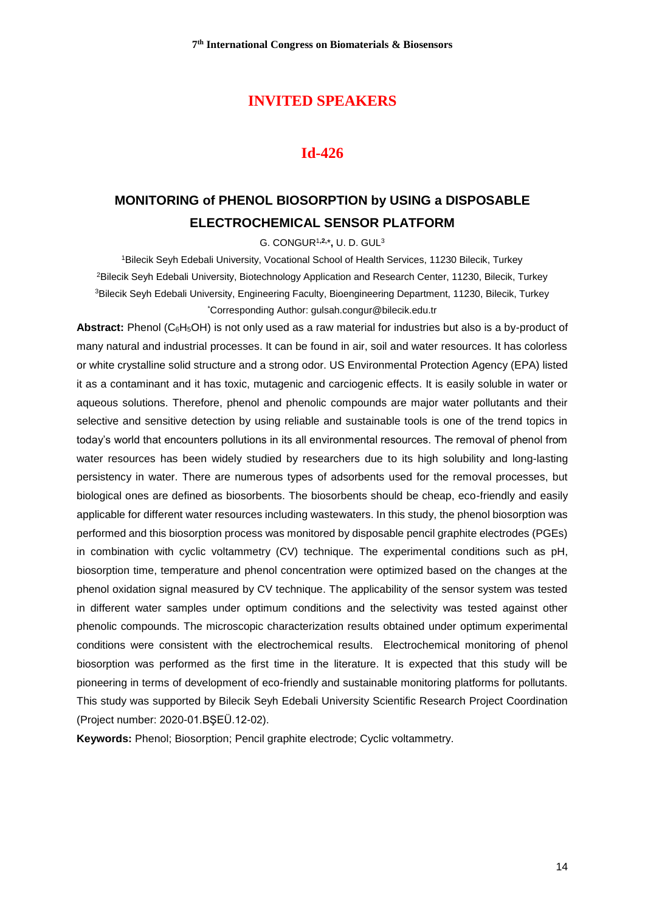# INVITED SPEAKERS

## Id-426

### MONITORING of PHENOL BIOSORPTION by USING a DISPOSABLE ELECTROCHEMICAL SENSOR PLATFORM

G. CONGUR[1,2,*], U. D. GUL[3]

[1]Bilecik Seyh Edebali University, Vocational School of Health Services, 11230 Bilecik, Turkey
[2]Bilecik Seyh Edebali University, Biotechnology Application and Research Center, 11230, Bilecik, Turkey
[3]Bilecik Seyh Edebali University, Engineering Faculty, Bioengineering Department, 11230, Bilecik, Turkey
[*]Corresponding Author: gulsah.congur@bilecik.edu.tr

**Abstract:** Phenol ($C_6H_5OH$) is not only used as a raw material for industries but also is a by-product of many natural and industrial processes. It can be found in air, soil and water resources. It has colorless or white crystalline solid structure and a strong odor. US Environmental Protection Agency (EPA) listed it as a contaminant and it has toxic, mutagenic and carciogenic effects. It is easily soluble in water or aqueous solutions. Therefore, phenol and phenolic compounds are major water pollutants and their selective and sensitive detection by using reliable and sustainable tools is one of the trend topics in today's world that encounters pollutions in its all environmental resources. The removal of phenol from water resources has been widely studied by researchers due to its high solubility and long-lasting persistency in water. There are numerous types of adsorbents used for the removal processes, but biological ones are defined as biosorbents. The biosorbents should be cheap, eco-friendly and easily applicable for different water resources including wastewaters. In this study, the phenol biosorption was performed and this biosorption process was monitored by disposable pencil graphite electrodes (PGEs) in combination with cyclic voltammetry (CV) technique. The experimental conditions such as pH, biosorption time, temperature and phenol concentration were optimized based on the changes at the phenol oxidation signal measured by CV technique. The applicability of the sensor system was tested in different water samples under optimum conditions and the selectivity was tested against other phenolic compounds. The microscopic characterization results obtained under optimum experimental conditions were consistent with the electrochemical results. Electrochemical monitoring of phenol biosorption was performed as the first time in the literature. It is expected that this study will be pioneering in terms of development of eco-friendly and sustainable monitoring platforms for pollutants. This study was supported by Bilecik Seyh Edebali University Scientific Research Project Coordination (Project number: 2020-01.BŞEÜ.12-02).

**Keywords:** Phenol; Biosorption; Pencil graphite electrode; Cyclic voltammetry.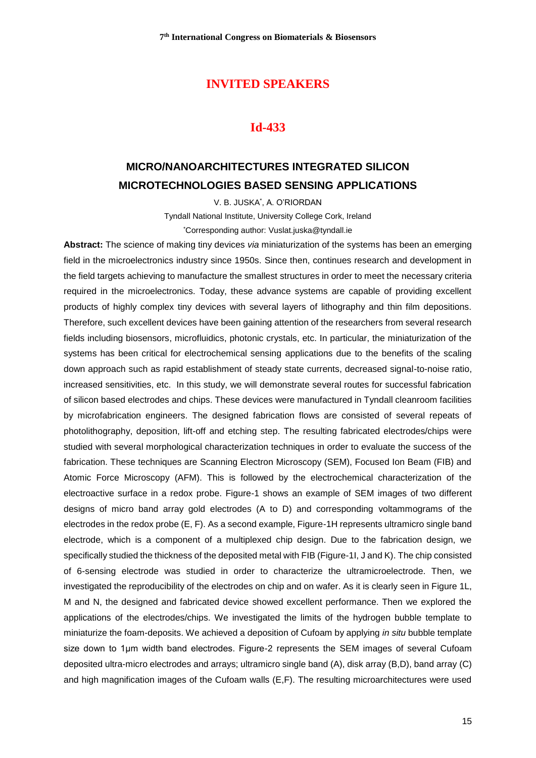## INVITED SPEAKERS

### Id-433

# MICRO/NANOARCHITECTURES INTEGRATED SILICON MICROTECHNOLOGIES BASED SENSING APPLICATIONS

V. B. JUSKA[*], A. O'RIORDAN

Tyndall National Institute, University College Cork, Ireland

[*]Corresponding author: Vuslat.juska@tyndall.ie

**Abstract:** The science of making tiny devices *via* miniaturization of the systems has been an emerging field in the microelectronics industry since 1950s. Since then, continues research and development in the field targets achieving to manufacture the smallest structures in order to meet the necessary criteria required in the microelectronics. Today, these advance systems are capable of providing excellent products of highly complex tiny devices with several layers of lithography and thin film depositions. Therefore, such excellent devices have been gaining attention of the researchers from several research fields including biosensors, microfluidics, photonic crystals, etc. In particular, the miniaturization of the systems has been critical for electrochemical sensing applications due to the benefits of the scaling down approach such as rapid establishment of steady state currents, decreased signal-to-noise ratio, increased sensitivities, etc. In this study, we will demonstrate several routes for successful fabrication of silicon based electrodes and chips. These devices were manufactured in Tyndall cleanroom facilities by microfabrication engineers. The designed fabrication flows are consisted of several repeats of photolithography, deposition, lift-off and etching step. The resulting fabricated electrodes/chips were studied with several morphological characterization techniques in order to evaluate the success of the fabrication. These techniques are Scanning Electron Microscopy (SEM), Focused Ion Beam (FIB) and Atomic Force Microscopy (AFM). This is followed by the electrochemical characterization of the electroactive surface in a redox probe. Figure-1 shows an example of SEM images of two different designs of micro band array gold electrodes (A to D) and corresponding voltammograms of the electrodes in the redox probe (E, F). As a second example, Figure-1H represents ultramicro single band electrode, which is a component of a multiplexed chip design. Due to the fabrication design, we specifically studied the thickness of the deposited metal with FIB (Figure-1I, J and K). The chip consisted of 6-sensing electrode was studied in order to characterize the ultramicroelectrode. Then, we investigated the reproducibility of the electrodes on chip and on wafer. As it is clearly seen in Figure 1L, M and N, the designed and fabricated device showed excellent performance. Then we explored the applications of the electrodes/chips. We investigated the limits of the hydrogen bubble template to miniaturize the foam-deposits. We achieved a deposition of Cufoam by applying *in situ* bubble template size down to 1µm width band electrodes. Figure-2 represents the SEM images of several Cufoam deposited ultra-micro electrodes and arrays; ultramicro single band (A), disk array (B,D), band array (C) and high magnification images of the Cufoam walls (E,F). The resulting microarchitectures were used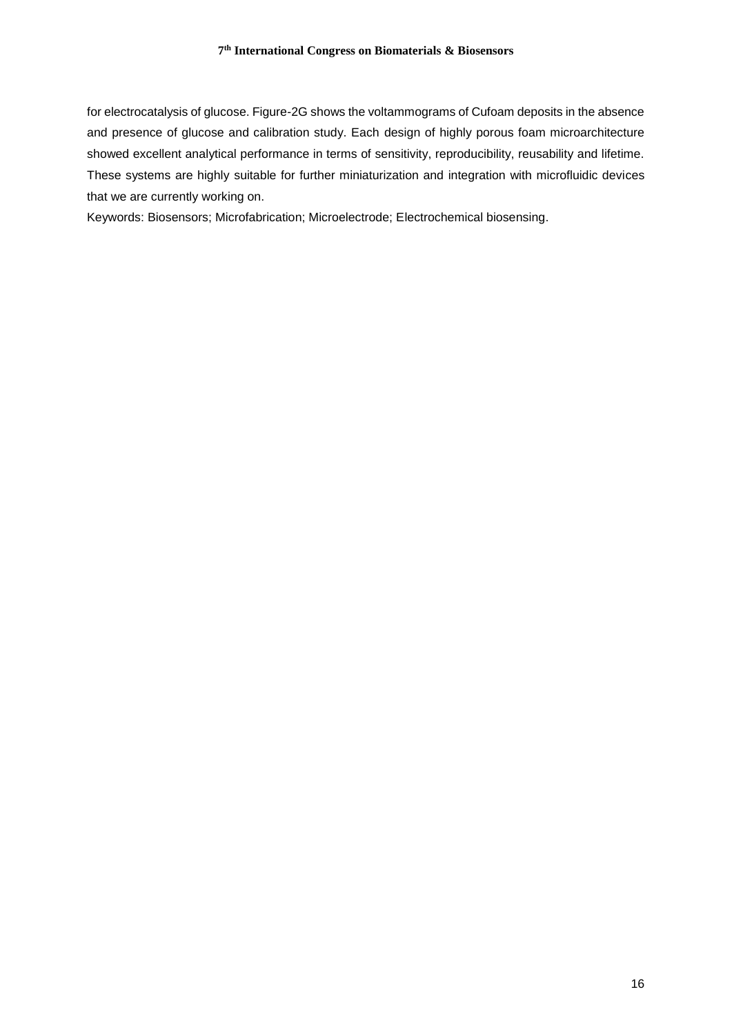for electrocatalysis of glucose. Figure-2G shows the voltammograms of Cufoam deposits in the absence and presence of glucose and calibration study. Each design of highly porous foam microarchitecture showed excellent analytical performance in terms of sensitivity, reproducibility, reusability and lifetime. These systems are highly suitable for further miniaturization and integration with microfluidic devices that we are currently working on.

Keywords: Biosensors; Microfabrication; Microelectrode; Electrochemical biosensing.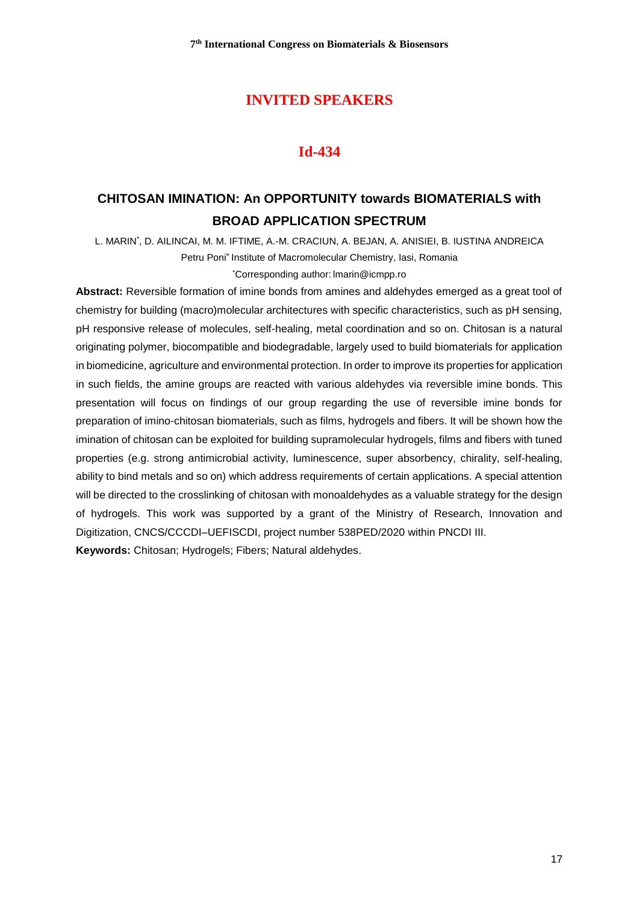## INVITED SPEAKERS

## Id-434

### CHITOSAN IMINATION: An OPPORTUNITY towards BIOMATERIALS with BROAD APPLICATION SPECTRUM

L. MARIN*, D. AILINCAI, M. M. IFTIME, A.-M. CRACIUN, A. BEJAN, A. ANISIEI, B. IUSTINA ANDREICA

Petru Poni" Institute of Macromolecular Chemistry, Iasi, Romania

*Corresponding author: lmarin@icmpp.ro

**Abstract:** Reversible formation of imine bonds from amines and aldehydes emerged as a great tool of chemistry for building (macro)molecular architectures with specific characteristics, such as pH sensing, pH responsive release of molecules, self-healing, metal coordination and so on. Chitosan is a natural originating polymer, biocompatible and biodegradable, largely used to build biomaterials for application in biomedicine, agriculture and environmental protection. In order to improve its properties for application in such fields, the amine groups are reacted with various aldehydes via reversible imine bonds. This presentation will focus on findings of our group regarding the use of reversible imine bonds for preparation of imino-chitosan biomaterials, such as films, hydrogels and fibers. It will be shown how the imination of chitosan can be exploited for building supramolecular hydrogels, films and fibers with tuned properties (e.g. strong antimicrobial activity, luminescence, super absorbency, chirality, self-healing, ability to bind metals and so on) which address requirements of certain applications. A special attention will be directed to the crosslinking of chitosan with monoaldehydes as a valuable strategy for the design of hydrogels. This work was supported by a grant of the Ministry of Research, Innovation and Digitization, CNCS/CCCDI–UEFISCDI, project number 538PED/2020 within PNCDI III.

**Keywords:** Chitosan; Hydrogels; Fibers; Natural aldehydes.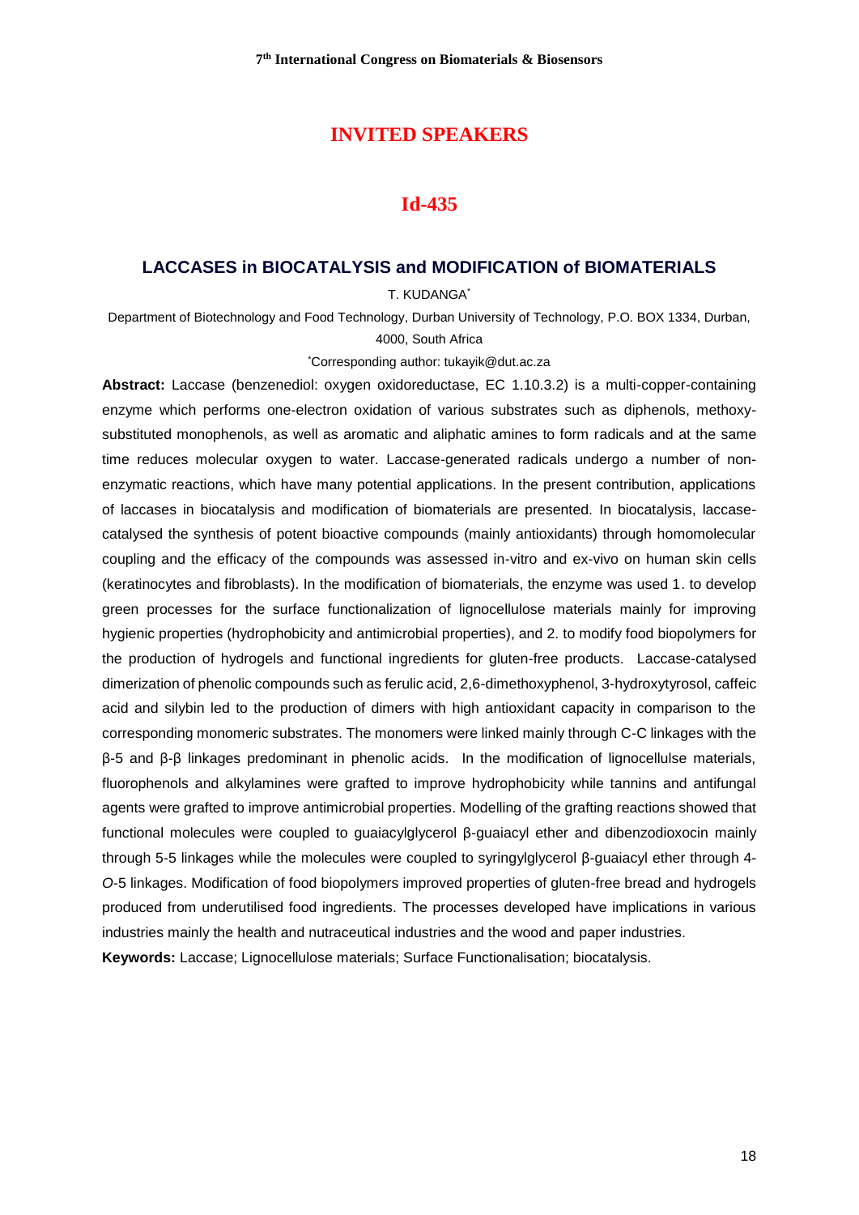## INVITED SPEAKERS

## Id-435

### LACCASES in BIOCATALYSIS and MODIFICATION of BIOMATERIALS

T. KUDANGA[*]

Department of Biotechnology and Food Technology, Durban University of Technology, P.O. BOX 1334, Durban, 4000, South Africa

[*]Corresponding author: tukayik@dut.ac.za

**Abstract:** Laccase (benzenediol: oxygen oxidoreductase, EC 1.10.3.2) is a multi-copper-containing enzyme which performs one-electron oxidation of various substrates such as diphenols, methoxy-substituted monophenols, as well as aromatic and aliphatic amines to form radicals and at the same time reduces molecular oxygen to water. Laccase-generated radicals undergo a number of non-enzymatic reactions, which have many potential applications. In the present contribution, applications of laccases in biocatalysis and modification of biomaterials are presented. In biocatalysis, laccase-catalysed the synthesis of potent bioactive compounds (mainly antioxidants) through homomolecular coupling and the efficacy of the compounds was assessed in-vitro and ex-vivo on human skin cells (keratinocytes and fibroblasts). In the modification of biomaterials, the enzyme was used 1. to develop green processes for the surface functionalization of lignocellulose materials mainly for improving hygienic properties (hydrophobicity and antimicrobial properties), and 2. to modify food biopolymers for the production of hydrogels and functional ingredients for gluten-free products. Laccase-catalysed dimerization of phenolic compounds such as ferulic acid, 2,6-dimethoxyphenol, 3-hydroxytyrosol, caffeic acid and silybin led to the production of dimers with high antioxidant capacity in comparison to the corresponding monomeric substrates. The monomers were linked mainly through C-C linkages with the β-5 and β-β linkages predominant in phenolic acids. In the modification of lignocellulse materials, fluorophenols and alkylamines were grafted to improve hydrophobicity while tannins and antifungal agents were grafted to improve antimicrobial properties. Modelling of the grafting reactions showed that functional molecules were coupled to guaiacylglycerol β-guaiacyl ether and dibenzodioxocin mainly through 5-5 linkages while the molecules were coupled to syringylglycerol β-guaiacyl ether through 4-*O*-5 linkages. Modification of food biopolymers improved properties of gluten-free bread and hydrogels produced from underutilised food ingredients. The processes developed have implications in various industries mainly the health and nutraceutical industries and the wood and paper industries.

**Keywords:** Laccase; Lignocellulose materials; Surface Functionalisation; biocatalysis.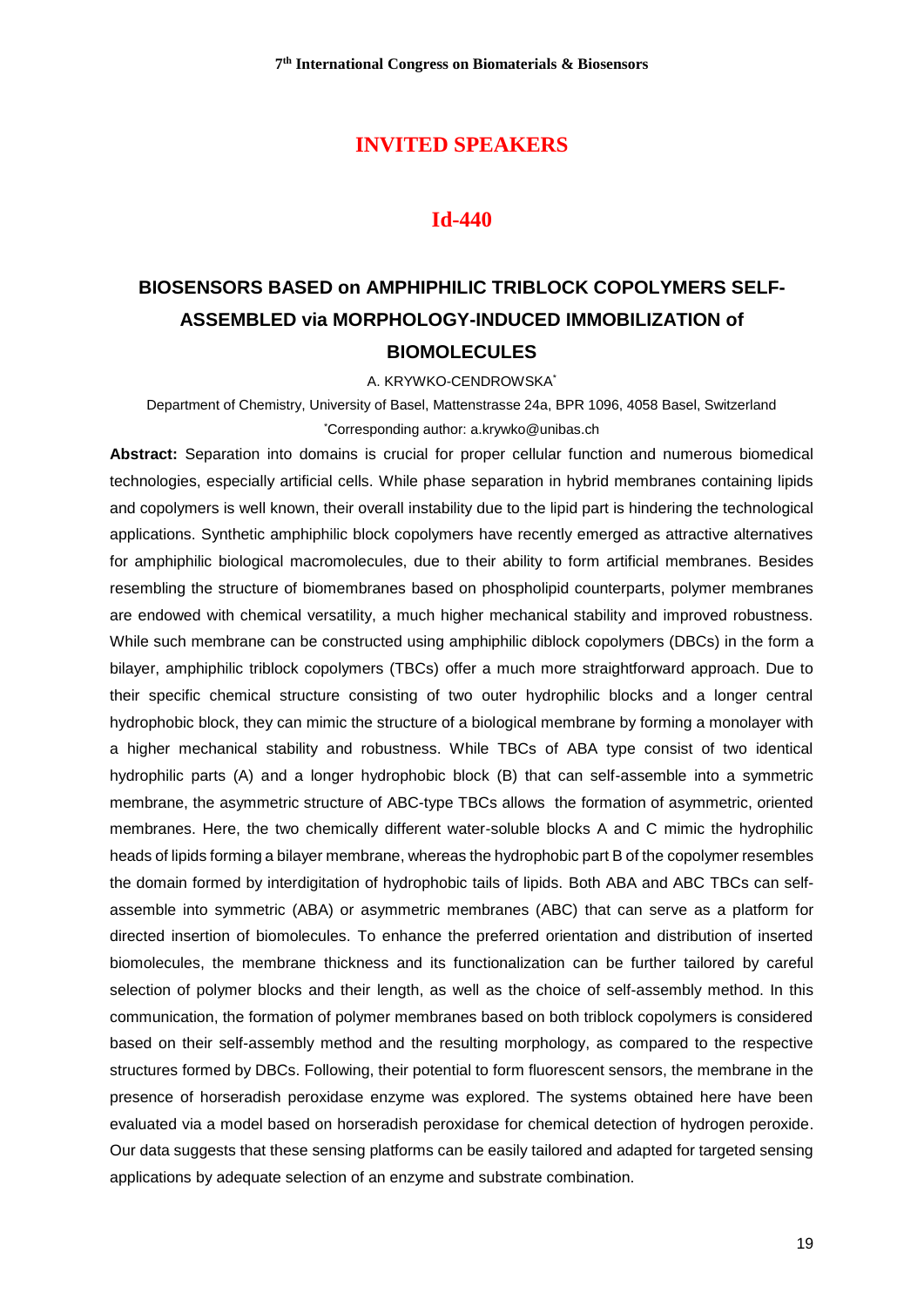## INVITED SPEAKERS

### Id-440

# BIOSENSORS BASED on AMPHIPHILIC TRIBLOCK COPOLYMERS SELF-ASSEMBLED via MORPHOLOGY-INDUCED IMMOBILIZATION of BIOMOLECULES

A. KRYWKO-CENDROWSKA[*]

Department of Chemistry, University of Basel, Mattenstrasse 24a, BPR 1096, 4058 Basel, Switzerland

[*]Corresponding author: a.krywko@unibas.ch

**Abstract:** Separation into domains is crucial for proper cellular function and numerous biomedical technologies, especially artificial cells. While phase separation in hybrid membranes containing lipids and copolymers is well known, their overall instability due to the lipid part is hindering the technological applications. Synthetic amphiphilic block copolymers have recently emerged as attractive alternatives for amphiphilic biological macromolecules, due to their ability to form artificial membranes. Besides resembling the structure of biomembranes based on phospholipid counterparts, polymer membranes are endowed with chemical versatility, a much higher mechanical stability and improved robustness. While such membrane can be constructed using amphiphilic diblock copolymers (DBCs) in the form a bilayer, amphiphilic triblock copolymers (TBCs) offer a much more straightforward approach. Due to their specific chemical structure consisting of two outer hydrophilic blocks and a longer central hydrophobic block, they can mimic the structure of a biological membrane by forming a monolayer with a higher mechanical stability and robustness. While TBCs of ABA type consist of two identical hydrophilic parts (A) and a longer hydrophobic block (B) that can self-assemble into a symmetric membrane, the asymmetric structure of ABC-type TBCs allows the formation of asymmetric, oriented membranes. Here, the two chemically different water-soluble blocks A and C mimic the hydrophilic heads of lipids forming a bilayer membrane, whereas the hydrophobic part B of the copolymer resembles the domain formed by interdigitation of hydrophobic tails of lipids. Both ABA and ABC TBCs can self-assemble into symmetric (ABA) or asymmetric membranes (ABC) that can serve as a platform for directed insertion of biomolecules. To enhance the preferred orientation and distribution of inserted biomolecules, the membrane thickness and its functionalization can be further tailored by careful selection of polymer blocks and their length, as well as the choice of self-assembly method. In this communication, the formation of polymer membranes based on both triblock copolymers is considered based on their self-assembly method and the resulting morphology, as compared to the respective structures formed by DBCs. Following, their potential to form fluorescent sensors, the membrane in the presence of horseradish peroxidase enzyme was explored. The systems obtained here have been evaluated via a model based on horseradish peroxidase for chemical detection of hydrogen peroxide. Our data suggests that these sensing platforms can be easily tailored and adapted for targeted sensing applications by adequate selection of an enzyme and substrate combination.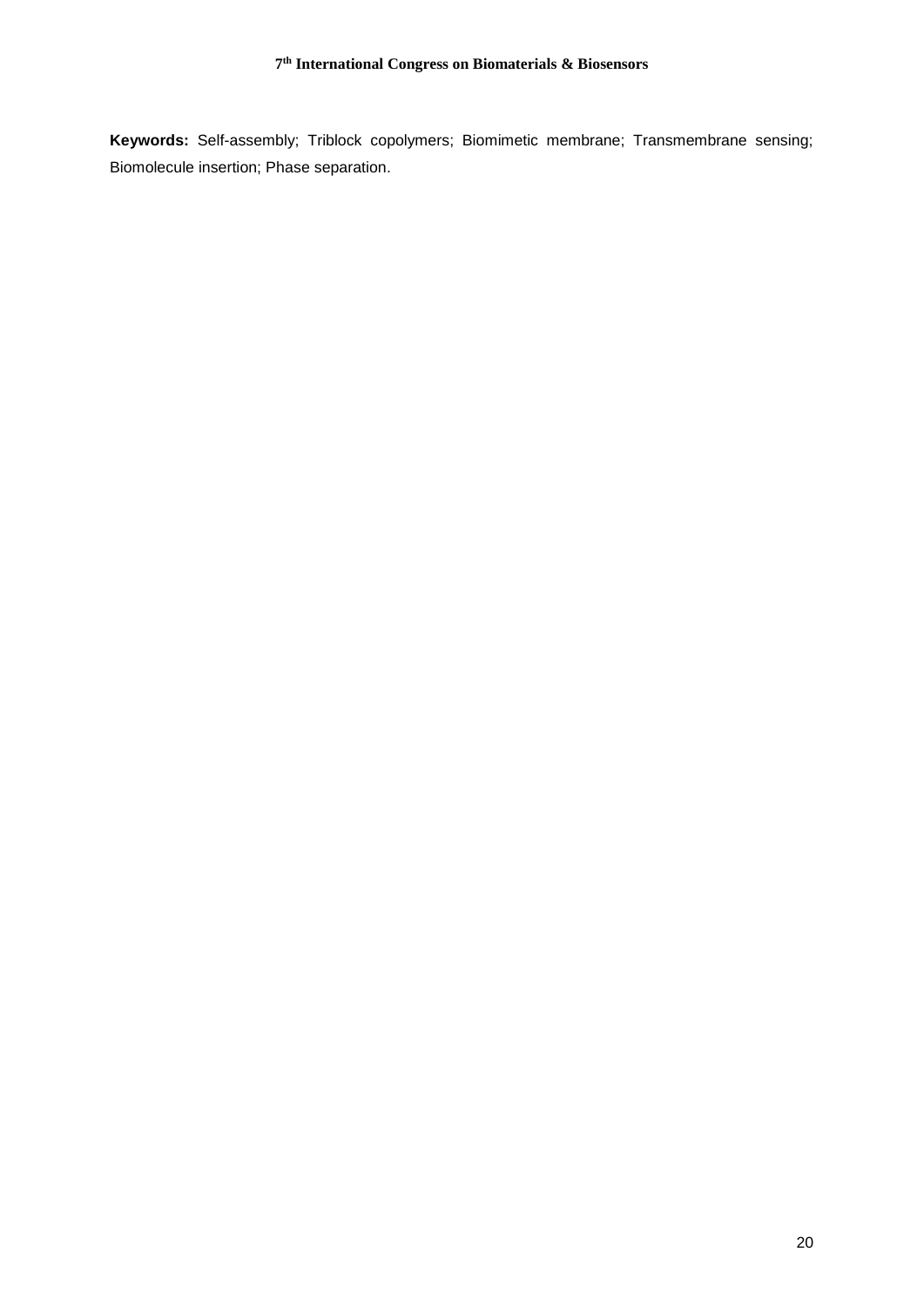**Keywords:** Self-assembly; Triblock copolymers; Biomimetic membrane; Transmembrane sensing; Biomolecule insertion; Phase separation.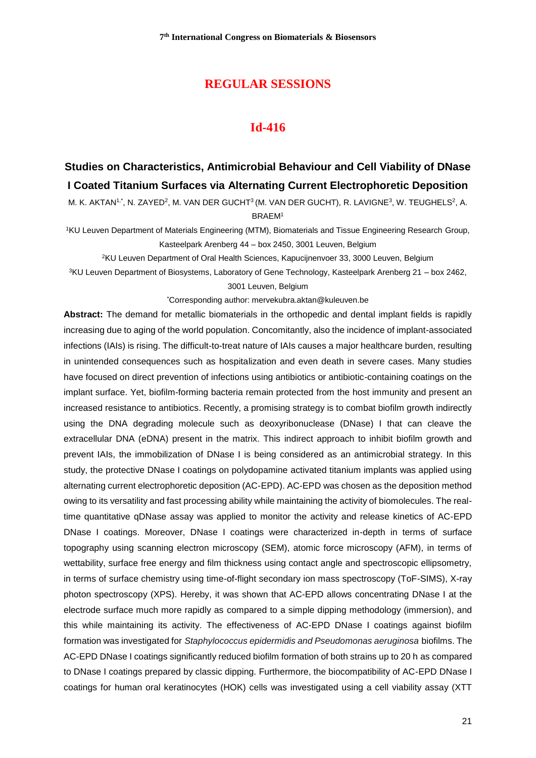## REGULAR SESSIONS

## Id-416

### Studies on Characteristics, Antimicrobial Behaviour and Cell Viability of DNase I Coated Titanium Surfaces via Alternating Current Electrophoretic Deposition

M. K. AKTAN[1,*], N. ZAYED[2], M. VAN DER GUCHT[3] (M. VAN DER GUCHT), R. LAVIGNE[3], W. TEUGHELS[2], A. BRAEM[1]

[1]KU Leuven Department of Materials Engineering (MTM), Biomaterials and Tissue Engineering Research Group, Kasteelpark Arenberg 44 – box 2450, 3001 Leuven, Belgium

[2]KU Leuven Department of Oral Health Sciences, Kapucijnenvoer 33, 3000 Leuven, Belgium

[3]KU Leuven Department of Biosystems, Laboratory of Gene Technology, Kasteelpark Arenberg 21 – box 2462, 3001 Leuven, Belgium

[*]Corresponding author: mervekubra.aktan@kuleuven.be

**Abstract:** The demand for metallic biomaterials in the orthopedic and dental implant fields is rapidly increasing due to aging of the world population. Concomitantly, also the incidence of implant-associated infections (IAIs) is rising. The difficult-to-treat nature of IAIs causes a major healthcare burden, resulting in unintended consequences such as hospitalization and even death in severe cases. Many studies have focused on direct prevention of infections using antibiotics or antibiotic-containing coatings on the implant surface. Yet, biofilm-forming bacteria remain protected from the host immunity and present an increased resistance to antibiotics. Recently, a promising strategy is to combat biofilm growth indirectly using the DNA degrading molecule such as deoxyribonuclease (DNase) I that can cleave the extracellular DNA (eDNA) present in the matrix. This indirect approach to inhibit biofilm growth and prevent IAIs, the immobilization of DNase I is being considered as an antimicrobial strategy. In this study, the protective DNase I coatings on polydopamine activated titanium implants was applied using alternating current electrophoretic deposition (AC-EPD). AC-EPD was chosen as the deposition method owing to its versatility and fast processing ability while maintaining the activity of biomolecules. The real-time quantitative qDNase assay was applied to monitor the activity and release kinetics of AC-EPD DNase I coatings. Moreover, DNase I coatings were characterized in-depth in terms of surface topography using scanning electron microscopy (SEM), atomic force microscopy (AFM), in terms of wettability, surface free energy and film thickness using contact angle and spectroscopic ellipsometry, in terms of surface chemistry using time-of-flight secondary ion mass spectroscopy (ToF-SIMS), X-ray photon spectroscopy (XPS). Hereby, it was shown that AC-EPD allows concentrating DNase I at the electrode surface much more rapidly as compared to a simple dipping methodology (immersion), and this while maintaining its activity. The effectiveness of AC-EPD DNase I coatings against biofilm formation was investigated for *Staphylococcus epidermidis and Pseudomonas aeruginosa* biofilms. The AC-EPD DNase I coatings significantly reduced biofilm formation of both strains up to 20 h as compared to DNase I coatings prepared by classic dipping. Furthermore, the biocompatibility of AC-EPD DNase I coatings for human oral keratinocytes (HOK) cells was investigated using a cell viability assay (XTT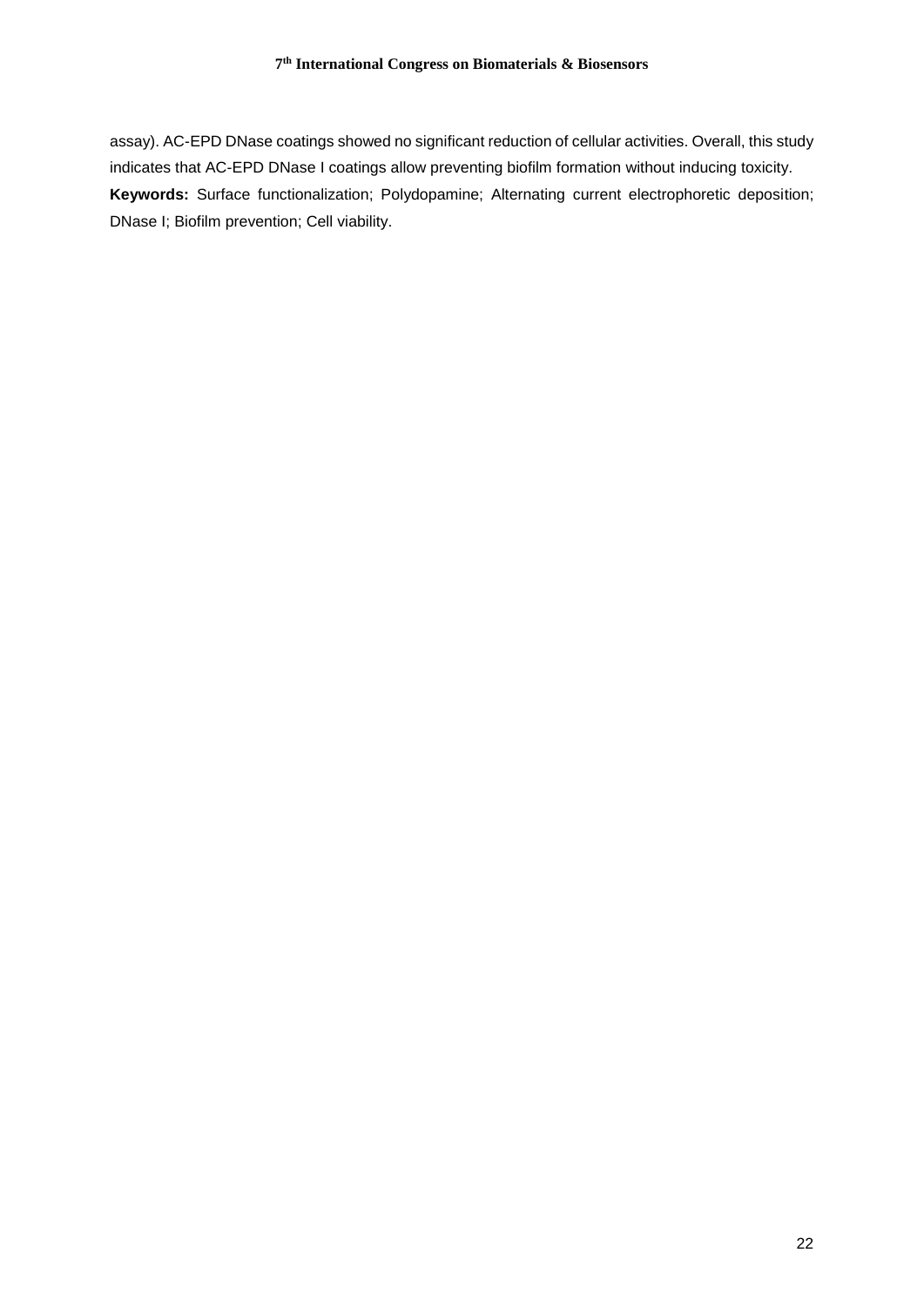assay). AC-EPD DNase coatings showed no significant reduction of cellular activities. Overall, this study indicates that AC-EPD DNase I coatings allow preventing biofilm formation without inducing toxicity.

**Keywords:** Surface functionalization; Polydopamine; Alternating current electrophoretic deposition; DNase I; Biofilm prevention; Cell viability.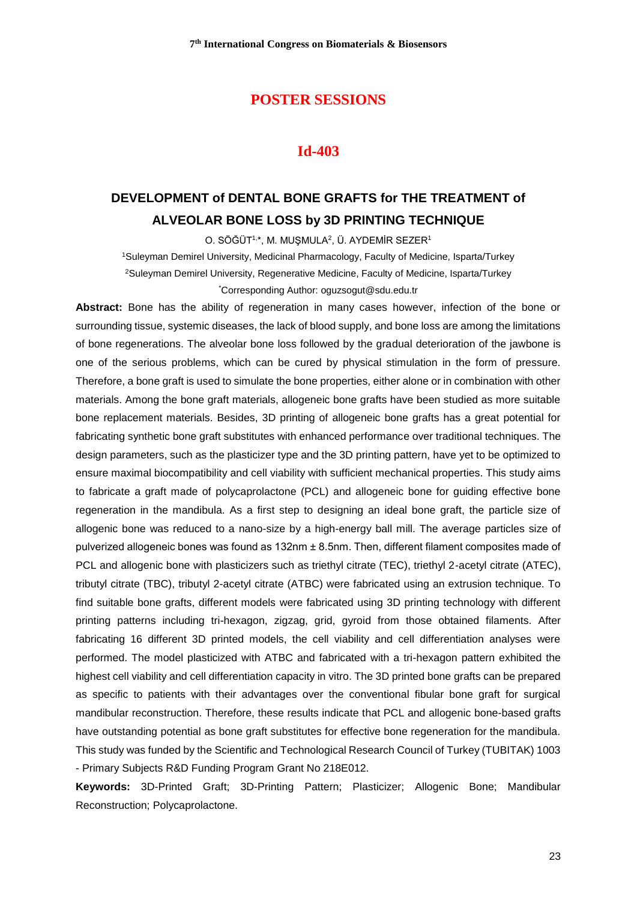## POSTER SESSIONS

### Id-403

# DEVELOPMENT of DENTAL BONE GRAFTS for THE TREATMENT of ALVEOLAR BONE LOSS by 3D PRINTING TECHNIQUE

O. SÖĞÜT[1,*], M. MUŞMULA[2], Ü. AYDEMİR SEZER[1]

[1]Suleyman Demirel University, Medicinal Pharmacology, Faculty of Medicine, Isparta/Turkey

[2]Suleyman Demirel University, Regenerative Medicine, Faculty of Medicine, Isparta/Turkey

[*]Corresponding Author: oguzsogut@sdu.edu.tr

**Abstract:** Bone has the ability of regeneration in many cases however, infection of the bone or surrounding tissue, systemic diseases, the lack of blood supply, and bone loss are among the limitations of bone regenerations. The alveolar bone loss followed by the gradual deterioration of the jawbone is one of the serious problems, which can be cured by physical stimulation in the form of pressure. Therefore, a bone graft is used to simulate the bone properties, either alone or in combination with other materials. Among the bone graft materials, allogeneic bone grafts have been studied as more suitable bone replacement materials. Besides, 3D printing of allogeneic bone grafts has a great potential for fabricating synthetic bone graft substitutes with enhanced performance over traditional techniques. The design parameters, such as the plasticizer type and the 3D printing pattern, have yet to be optimized to ensure maximal biocompatibility and cell viability with sufficient mechanical properties. This study aims to fabricate a graft made of polycaprolactone (PCL) and allogeneic bone for guiding effective bone regeneration in the mandibula. As a first step to designing an ideal bone graft, the particle size of allogenic bone was reduced to a nano-size by a high-energy ball mill. The average particles size of pulverized allogeneic bones was found as 132nm ± 8.5nm. Then, different filament composites made of PCL and allogenic bone with plasticizers such as triethyl citrate (TEC), triethyl 2-acetyl citrate (ATEC), tributyl citrate (TBC), tributyl 2-acetyl citrate (ATBC) were fabricated using an extrusion technique. To find suitable bone grafts, different models were fabricated using 3D printing technology with different printing patterns including tri-hexagon, zigzag, grid, gyroid from those obtained filaments. After fabricating 16 different 3D printed models, the cell viability and cell differentiation analyses were performed. The model plasticized with ATBC and fabricated with a tri-hexagon pattern exhibited the highest cell viability and cell differentiation capacity in vitro. The 3D printed bone grafts can be prepared as specific to patients with their advantages over the conventional fibular bone graft for surgical mandibular reconstruction. Therefore, these results indicate that PCL and allogenic bone-based grafts have outstanding potential as bone graft substitutes for effective bone regeneration for the mandibula. This study was funded by the Scientific and Technological Research Council of Turkey (TUBITAK) 1003 - Primary Subjects R&D Funding Program Grant No 218E012.

**Keywords:** 3D-Printed Graft; 3D-Printing Pattern; Plasticizer; Allogenic Bone; Mandibular Reconstruction; Polycaprolactone.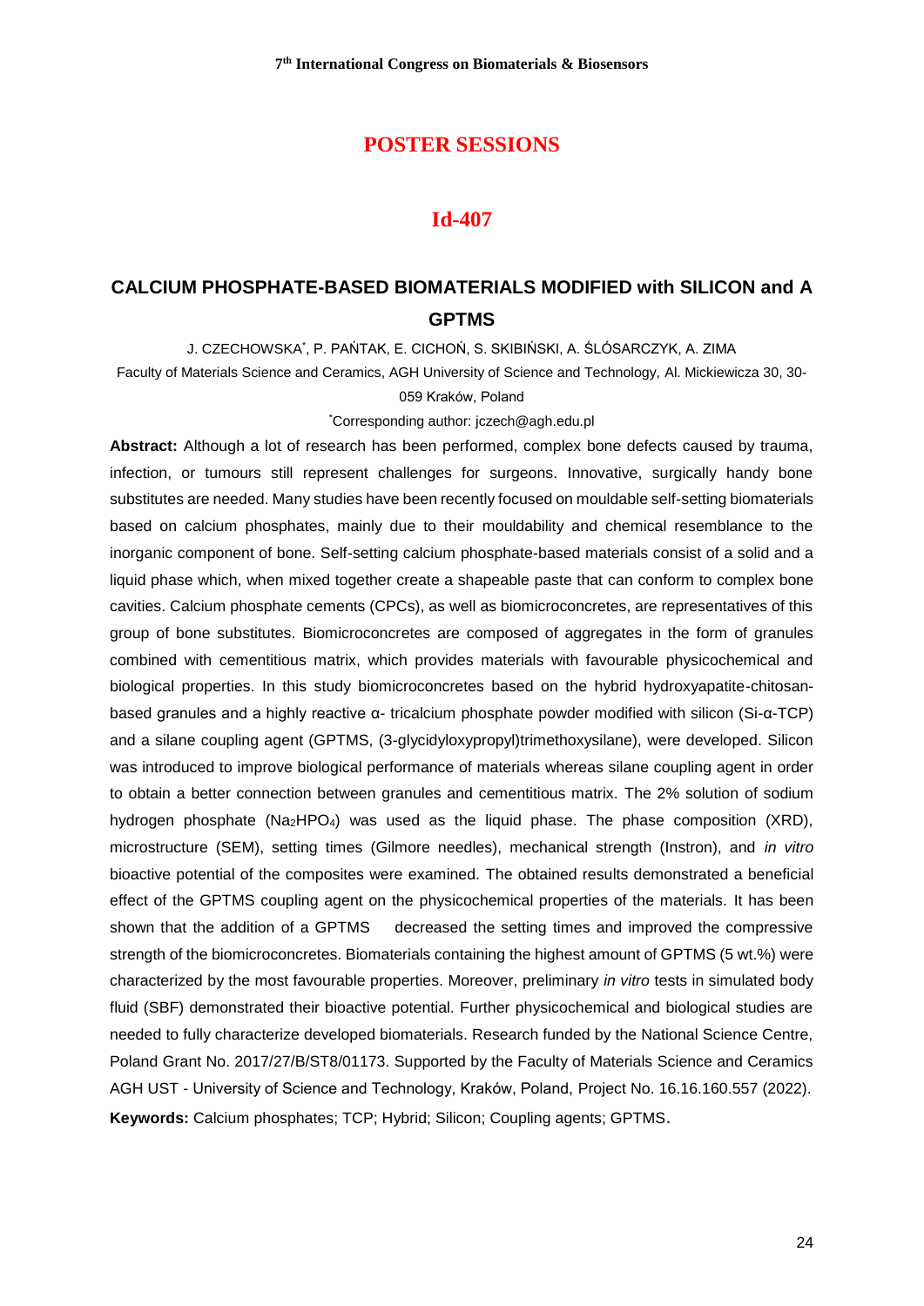# POSTER SESSIONS

## Id-407

### CALCIUM PHOSPHATE-BASED BIOMATERIALS MODIFIED with SILICON and A GPTMS

J. CZECHOWSKA*, P. PAŃTAK, E. CICHOŃ, S. SKIBIŃSKI, A. ŚLÓSARCZYK, A. ZIMA

Faculty of Materials Science and Ceramics, AGH University of Science and Technology, Al. Mickiewicza 30, 30-059 Kraków, Poland

*Corresponding author: jczech@agh.edu.pl

**Abstract:** Although a lot of research has been performed, complex bone defects caused by trauma, infection, or tumours still represent challenges for surgeons. Innovative, surgically handy bone substitutes are needed. Many studies have been recently focused on mouldable self-setting biomaterials based on calcium phosphates, mainly due to their mouldability and chemical resemblance to the inorganic component of bone. Self-setting calcium phosphate-based materials consist of a solid and a liquid phase which, when mixed together create a shapeable paste that can conform to complex bone cavities. Calcium phosphate cements (CPCs), as well as biomicroconcretes, are representatives of this group of bone substitutes. Biomicroconcretes are composed of aggregates in the form of granules combined with cementitious matrix, which provides materials with favourable physicochemical and biological properties. In this study biomicroconcretes based on the hybrid hydroxyapatite-chitosan-based granules and a highly reactive α- tricalcium phosphate powder modified with silicon (Si-α-TCP) and a silane coupling agent (GPTMS, (3-glycidyloxypropyl)trimethoxysilane), were developed. Silicon was introduced to improve biological performance of materials whereas silane coupling agent in order to obtain a better connection between granules and cementitious matrix. The 2% solution of sodium hydrogen phosphate ($Na_2HPO_4$) was used as the liquid phase. The phase composition (XRD), microstructure (SEM), setting times (Gilmore needles), mechanical strength (Instron), and *in vitro* bioactive potential of the composites were examined. The obtained results demonstrated a beneficial effect of the GPTMS coupling agent on the physicochemical properties of the materials. It has been shown that the addition of a GPTMS decreased the setting times and improved the compressive strength of the biomicroconcretes. Biomaterials containing the highest amount of GPTMS (5 wt.%) were characterized by the most favourable properties. Moreover, preliminary *in vitro* tests in simulated body fluid (SBF) demonstrated their bioactive potential. Further physicochemical and biological studies are needed to fully characterize developed biomaterials. Research funded by the National Science Centre, Poland Grant No. 2017/27/B/ST8/01173. Supported by the Faculty of Materials Science and Ceramics AGH UST - University of Science and Technology, Kraków, Poland, Project No. 16.16.160.557 (2022).

**Keywords:** Calcium phosphates; TCP; Hybrid; Silicon; Coupling agents; GPTMS.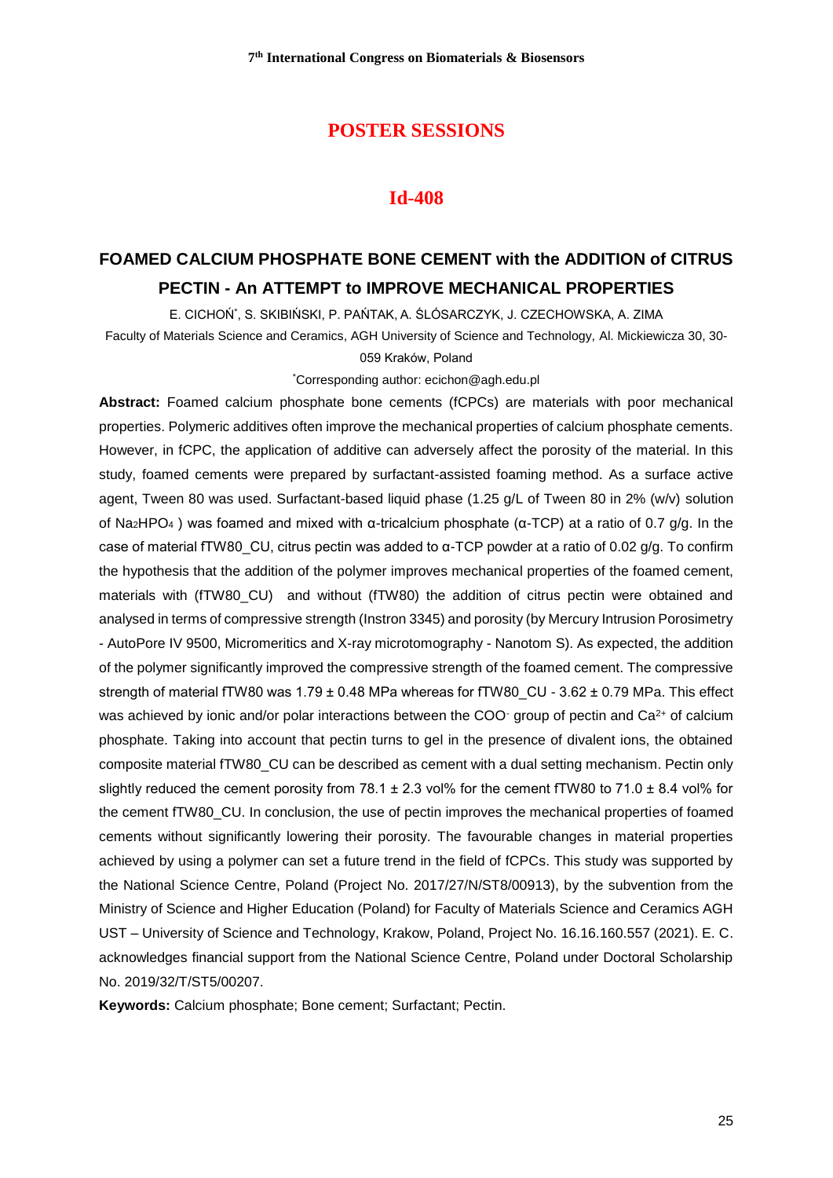## POSTER SESSIONS

## Id-408

# FOAMED CALCIUM PHOSPHATE BONE CEMENT with the ADDITION of CITRUS PECTIN - An ATTEMPT to IMPROVE MECHANICAL PROPERTIES

E. CICHOŃ[*], S. SKIBIŃSKI, P. PAŃTAK, A. ŚLÓSARCZYK, J. CZECHOWSKA, A. ZIMA

Faculty of Materials Science and Ceramics, AGH University of Science and Technology, Al. Mickiewicza 30, 30-059 Kraków, Poland

[*]Corresponding author: ecichon@agh.edu.pl

**Abstract:** Foamed calcium phosphate bone cements (fCPCs) are materials with poor mechanical properties. Polymeric additives often improve the mechanical properties of calcium phosphate cements. However, in fCPC, the application of additive can adversely affect the porosity of the material. In this study, foamed cements were prepared by surfactant-assisted foaming method. As a surface active agent, Tween 80 was used. Surfactant-based liquid phase (1.25 g/L of Tween 80 in 2% (w/v) solution of $Na_2HPO_4$ ) was foamed and mixed with α-tricalcium phosphate (α-TCP) at a ratio of 0.7 g/g. In the case of material fTW80_CU, citrus pectin was added to α-TCP powder at a ratio of 0.02 g/g. To confirm the hypothesis that the addition of the polymer improves mechanical properties of the foamed cement, materials with (fTW80_CU) and without (fTW80) the addition of citrus pectin were obtained and analysed in terms of compressive strength (Instron 3345) and porosity (by Mercury Intrusion Porosimetry - AutoPore IV 9500, Micromeritics and X-ray microtomography - Nanotom S). As expected, the addition of the polymer significantly improved the compressive strength of the foamed cement. The compressive strength of material fTW80 was 1.79 ± 0.48 MPa whereas for fTW80_CU - 3.62 ± 0.79 MPa. This effect was achieved by ionic and/or polar interactions between the $COO^-$ group of pectin and $Ca^{2+}$ of calcium phosphate. Taking into account that pectin turns to gel in the presence of divalent ions, the obtained composite material fTW80_CU can be described as cement with a dual setting mechanism. Pectin only slightly reduced the cement porosity from 78.1 ± 2.3 vol% for the cement fTW80 to 71.0 ± 8.4 vol% for the cement fTW80_CU. In conclusion, the use of pectin improves the mechanical properties of foamed cements without significantly lowering their porosity. The favourable changes in material properties achieved by using a polymer can set a future trend in the field of fCPCs. This study was supported by the National Science Centre, Poland (Project No. 2017/27/N/ST8/00913), by the subvention from the Ministry of Science and Higher Education (Poland) for Faculty of Materials Science and Ceramics AGH UST – University of Science and Technology, Krakow, Poland, Project No. 16.16.160.557 (2021). E. C. acknowledges financial support from the National Science Centre, Poland under Doctoral Scholarship No. 2019/32/T/ST5/00207.

**Keywords:** Calcium phosphate; Bone cement; Surfactant; Pectin.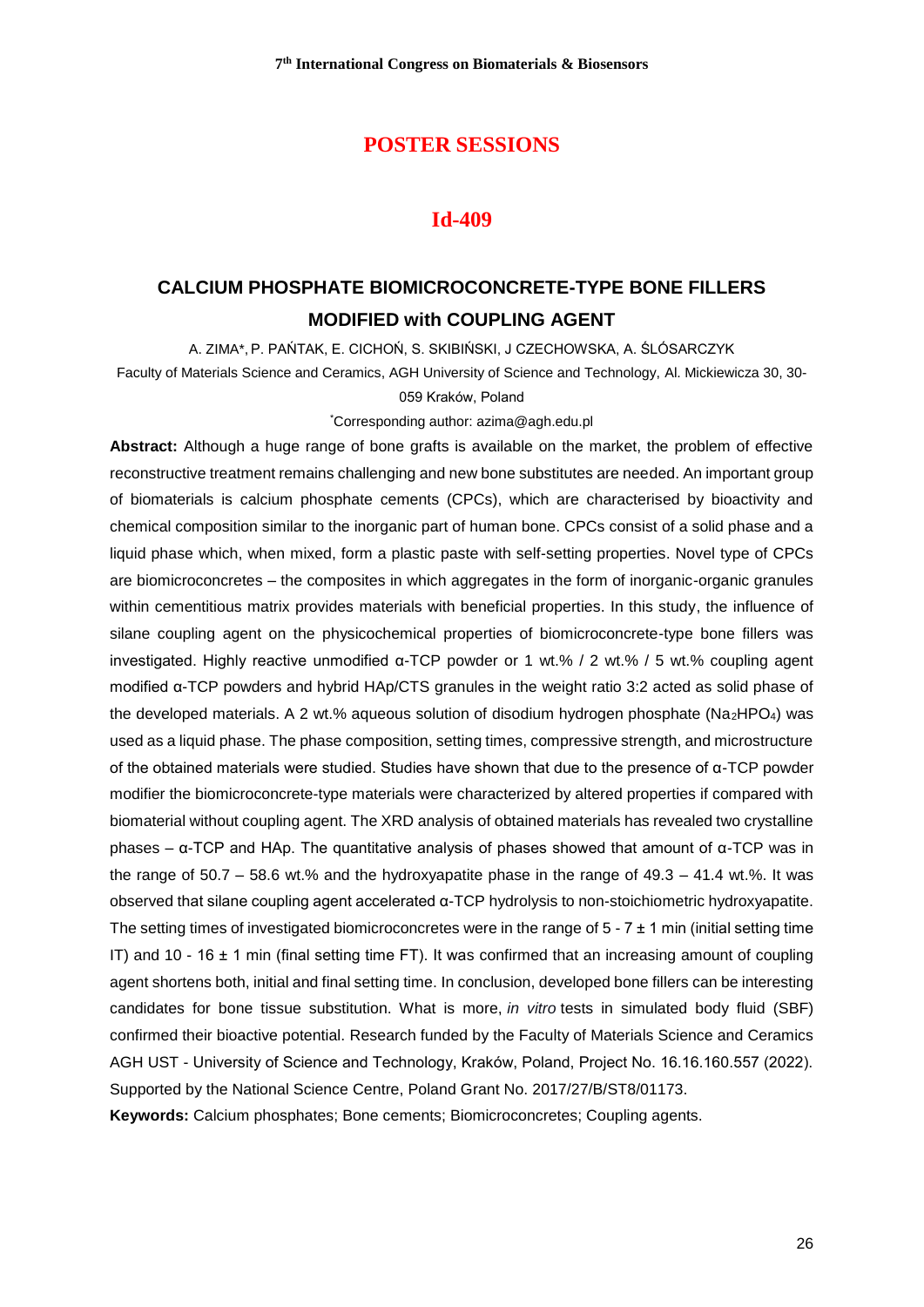# POSTER SESSIONS

## Id-409

### CALCIUM PHOSPHATE BIOMICROCONCRETE-TYPE BONE FILLERS MODIFIED with COUPLING AGENT

A. ZIMA*, P. PAŃTAK, E. CICHOŃ, S. SKIBIŃSKI, J CZECHOWSKA, A. ŚLÓSARCZYK

Faculty of Materials Science and Ceramics, AGH University of Science and Technology, Al. Mickiewicza 30, 30-059 Kraków, Poland

*Corresponding author: azima@agh.edu.pl

**Abstract:** Although a huge range of bone grafts is available on the market, the problem of effective reconstructive treatment remains challenging and new bone substitutes are needed. An important group of biomaterials is calcium phosphate cements (CPCs), which are characterised by bioactivity and chemical composition similar to the inorganic part of human bone. CPCs consist of a solid phase and a liquid phase which, when mixed, form a plastic paste with self-setting properties. Novel type of CPCs are biomicroconcretes – the composites in which aggregates in the form of inorganic-organic granules within cementitious matrix provides materials with beneficial properties. In this study, the influence of silane coupling agent on the physicochemical properties of biomicroconcrete-type bone fillers was investigated. Highly reactive unmodified α-TCP powder or 1 wt.% / 2 wt.% / 5 wt.% coupling agent modified α-TCP powders and hybrid HAp/CTS granules in the weight ratio 3:2 acted as solid phase of the developed materials. A 2 wt.% aqueous solution of disodium hydrogen phosphate ($Na_2HPO_4$) was used as a liquid phase. The phase composition, setting times, compressive strength, and microstructure of the obtained materials were studied. Studies have shown that due to the presence of α-TCP powder modifier the biomicroconcrete-type materials were characterized by altered properties if compared with biomaterial without coupling agent. The XRD analysis of obtained materials has revealed two crystalline phases – α-TCP and HAp. The quantitative analysis of phases showed that amount of α-TCP was in the range of 50.7 – 58.6 wt.% and the hydroxyapatite phase in the range of 49.3 – 41.4 wt.%. It was observed that silane coupling agent accelerated α-TCP hydrolysis to non-stoichiometric hydroxyapatite. The setting times of investigated biomicroconcretes were in the range of 5 - 7 ± 1 min (initial setting time IT) and 10 - 16 ± 1 min (final setting time FT). It was confirmed that an increasing amount of coupling agent shortens both, initial and final setting time. In conclusion, developed bone fillers can be interesting candidates for bone tissue substitution. What is more, *in vitro* tests in simulated body fluid (SBF) confirmed their bioactive potential. Research funded by the Faculty of Materials Science and Ceramics AGH UST - University of Science and Technology, Kraków, Poland, Project No. 16.16.160.557 (2022). Supported by the National Science Centre, Poland Grant No. 2017/27/B/ST8/01173.

**Keywords:** Calcium phosphates; Bone cements; Biomicroconcretes; Coupling agents.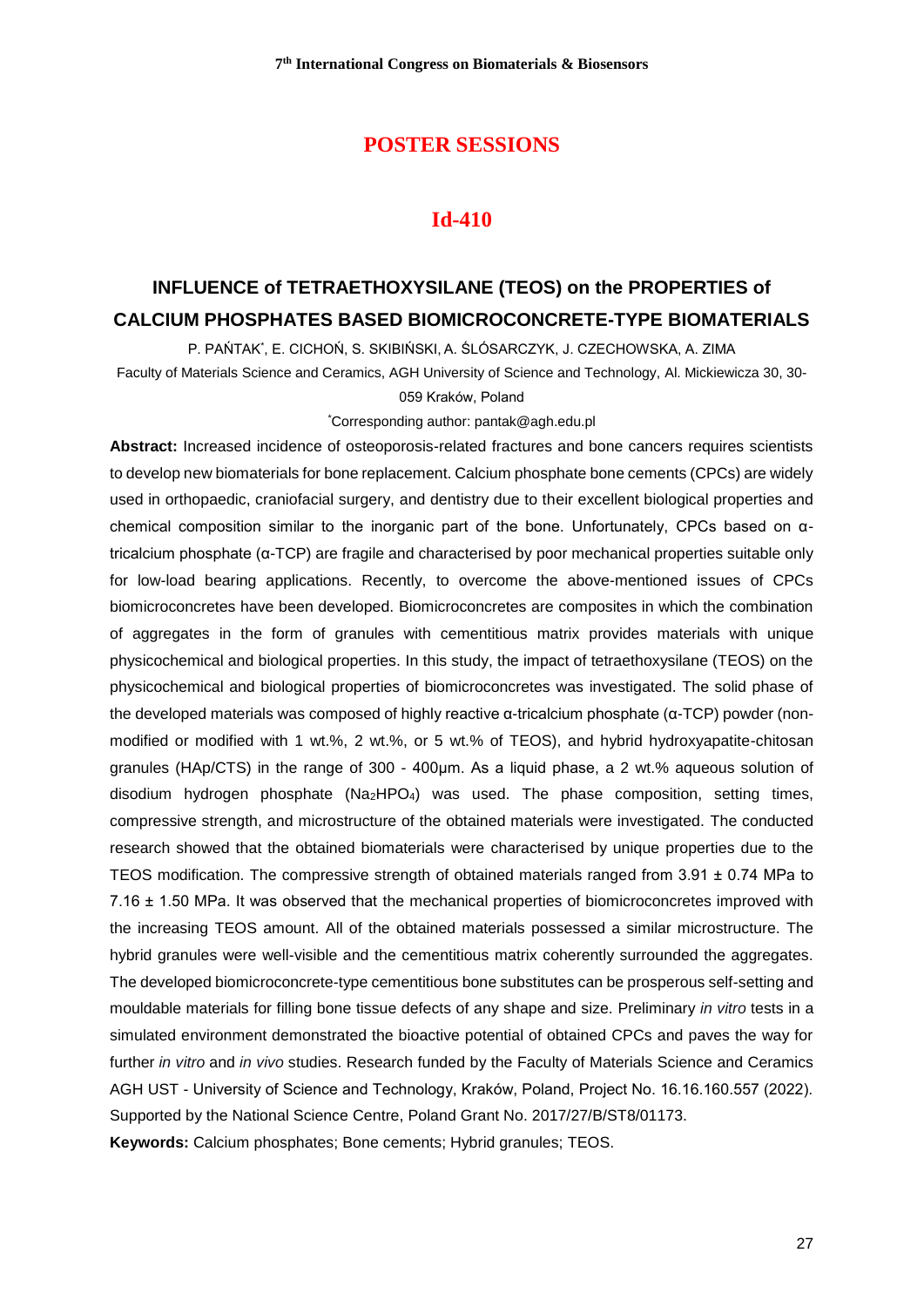## POSTER SESSIONS

## Id-410

# INFLUENCE of TETRAETHOXYSILANE (TEOS) on the PROPERTIES of CALCIUM PHOSPHATES BASED BIOMICROCONCRETE-TYPE BIOMATERIALS

P. PAŃTAK[*], E. CICHOŃ, S. SKIBIŃSKI, A. ŚLÓSARCZYK, J. CZECHOWSKA, A. ZIMA

Faculty of Materials Science and Ceramics, AGH University of Science and Technology, Al. Mickiewicza 30, 30-059 Kraków, Poland

[*]Corresponding author: pantak@agh.edu.pl

**Abstract:** Increased incidence of osteoporosis-related fractures and bone cancers requires scientists to develop new biomaterials for bone replacement. Calcium phosphate bone cements (CPCs) are widely used in orthopaedic, craniofacial surgery, and dentistry due to their excellent biological properties and chemical composition similar to the inorganic part of the bone. Unfortunately, CPCs based on α-tricalcium phosphate (α-TCP) are fragile and characterised by poor mechanical properties suitable only for low-load bearing applications. Recently, to overcome the above-mentioned issues of CPCs biomicroconcretes have been developed. Biomicroconcretes are composites in which the combination of aggregates in the form of granules with cementitious matrix provides materials with unique physicochemical and biological properties. In this study, the impact of tetraethoxysilane (TEOS) on the physicochemical and biological properties of biomicroconcretes was investigated. The solid phase of the developed materials was composed of highly reactive α-tricalcium phosphate (α-TCP) powder (non-modified or modified with 1 wt.%, 2 wt.%, or 5 wt.% of TEOS), and hybrid hydroxyapatite-chitosan granules (HAp/CTS) in the range of 300 - 400μm. As a liquid phase, a 2 wt.% aqueous solution of disodium hydrogen phosphate ($Na_2HPO_4$) was used. The phase composition, setting times, compressive strength, and microstructure of the obtained materials were investigated. The conducted research showed that the obtained biomaterials were characterised by unique properties due to the TEOS modification. The compressive strength of obtained materials ranged from 3.91 ± 0.74 MPa to 7.16 ± 1.50 MPa. It was observed that the mechanical properties of biomicroconcretes improved with the increasing TEOS amount. All of the obtained materials possessed a similar microstructure. The hybrid granules were well-visible and the cementitious matrix coherently surrounded the aggregates. The developed biomicroconcrete-type cementitious bone substitutes can be prosperous self-setting and mouldable materials for filling bone tissue defects of any shape and size. Preliminary *in vitro* tests in a simulated environment demonstrated the bioactive potential of obtained CPCs and paves the way for further *in vitro* and *in vivo* studies. Research funded by the Faculty of Materials Science and Ceramics AGH UST - University of Science and Technology, Kraków, Poland, Project No. 16.16.160.557 (2022). Supported by the National Science Centre, Poland Grant No. 2017/27/B/ST8/01173.

**Keywords:** Calcium phosphates; Bone cements; Hybrid granules; TEOS.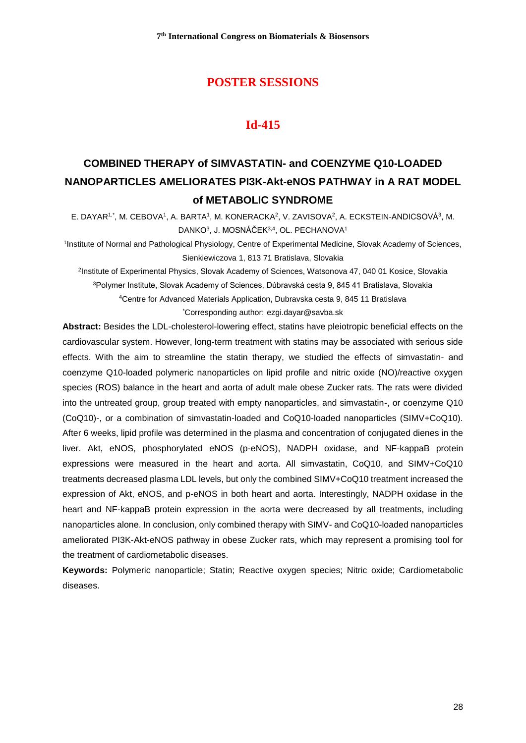## POSTER SESSIONS

## Id-415

# COMBINED THERAPY of SIMVASTATIN- and COENZYME Q10-LOADED NANOPARTICLES AMELIORATES PI3K-Akt-eNOS PATHWAY in A RAT MODEL of METABOLIC SYNDROME

E. DAYAR[1,*], M. CEBOVA[1], A. BARTA[1], M. KONERACKA[2], V. ZAVISOVA[2], A. ECKSTEIN-ANDICSOVÁ[3], M. DANKO[3], J. MOSNÁČEK[3,4], OL. PECHANOVA[1]

[1]Institute of Normal and Pathological Physiology, Centre of Experimental Medicine, Slovak Academy of Sciences, Sienkiewiczova 1, 813 71 Bratislava, Slovakia

[2]Institute of Experimental Physics, Slovak Academy of Sciences, Watsonova 47, 040 01 Kosice, Slovakia

[3]Polymer Institute, Slovak Academy of Sciences, Dúbravská cesta 9, 845 41 Bratislava, Slovakia

[4]Centre for Advanced Materials Application, Dubravska cesta 9, 845 11 Bratislava

*Corresponding author: ezgi.dayar@savba.sk

**Abstract:** Besides the LDL-cholesterol-lowering effect, statins have pleiotropic beneficial effects on the cardiovascular system. However, long-term treatment with statins may be associated with serious side effects. With the aim to streamline the statin therapy, we studied the effects of simvastatin- and coenzyme Q10-loaded polymeric nanoparticles on lipid profile and nitric oxide (NO)/reactive oxygen species (ROS) balance in the heart and aorta of adult male obese Zucker rats. The rats were divided into the untreated group, group treated with empty nanoparticles, and simvastatin-, or coenzyme Q10 (CoQ10)-, or a combination of simvastatin-loaded and CoQ10-loaded nanoparticles (SIMV+CoQ10). After 6 weeks, lipid profile was determined in the plasma and concentration of conjugated dienes in the liver. Akt, eNOS, phosphorylated eNOS (p-eNOS), NADPH oxidase, and NF-kappaB protein expressions were measured in the heart and aorta. All simvastatin, CoQ10, and SIMV+CoQ10 treatments decreased plasma LDL levels, but only the combined SIMV+CoQ10 treatment increased the expression of Akt, eNOS, and p-eNOS in both heart and aorta. Interestingly, NADPH oxidase in the heart and NF-kappaB protein expression in the aorta were decreased by all treatments, including nanoparticles alone. In conclusion, only combined therapy with SIMV- and CoQ10-loaded nanoparticles ameliorated PI3K-Akt-eNOS pathway in obese Zucker rats, which may represent a promising tool for the treatment of cardiometabolic diseases.

**Keywords:** Polymeric nanoparticle; Statin; Reactive oxygen species; Nitric oxide; Cardiometabolic diseases.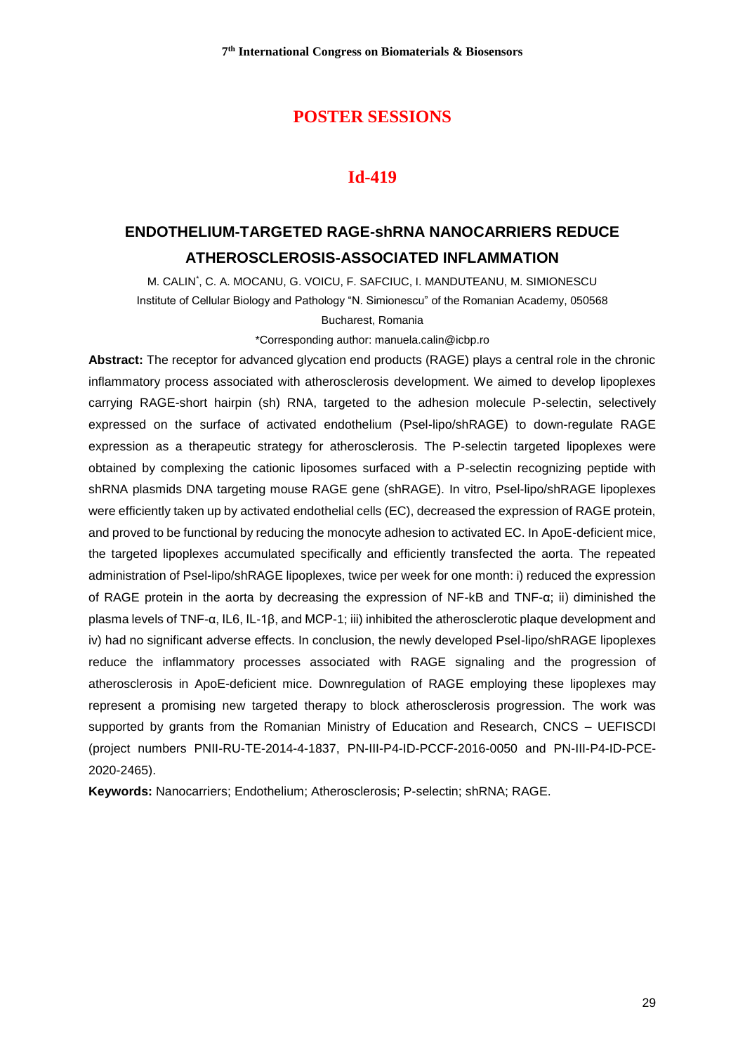# POSTER SESSIONS

## Id-419

### ENDOTHELIUM-TARGETED RAGE-shRNA NANOCARRIERS REDUCE ATHEROSCLEROSIS-ASSOCIATED INFLAMMATION

M. CALIN[*], C. A. MOCANU, G. VOICU, F. SAFCIUC, I. MANDUTEANU, M. SIMIONESCU

Institute of Cellular Biology and Pathology "N. Simionescu" of the Romanian Academy, 050568 Bucharest, Romania

*Corresponding author: manuela.calin@icbp.ro

**Abstract:** The receptor for advanced glycation end products (RAGE) plays a central role in the chronic inflammatory process associated with atherosclerosis development. We aimed to develop lipoplexes carrying RAGE-short hairpin (sh) RNA, targeted to the adhesion molecule P-selectin, selectively expressed on the surface of activated endothelium (Psel-lipo/shRAGE) to down-regulate RAGE expression as a therapeutic strategy for atherosclerosis. The P-selectin targeted lipoplexes were obtained by complexing the cationic liposomes surfaced with a P-selectin recognizing peptide with shRNA plasmids DNA targeting mouse RAGE gene (shRAGE). In vitro, Psel-lipo/shRAGE lipoplexes were efficiently taken up by activated endothelial cells (EC), decreased the expression of RAGE protein, and proved to be functional by reducing the monocyte adhesion to activated EC. In ApoE-deficient mice, the targeted lipoplexes accumulated specifically and efficiently transfected the aorta. The repeated administration of Psel-lipo/shRAGE lipoplexes, twice per week for one month: i) reduced the expression of RAGE protein in the aorta by decreasing the expression of NF-kB and TNF-α; ii) diminished the plasma levels of TNF-α, IL6, IL-1β, and MCP-1; iii) inhibited the atherosclerotic plaque development and iv) had no significant adverse effects. In conclusion, the newly developed Psel-lipo/shRAGE lipoplexes reduce the inflammatory processes associated with RAGE signaling and the progression of atherosclerosis in ApoE-deficient mice. Downregulation of RAGE employing these lipoplexes may represent a promising new targeted therapy to block atherosclerosis progression. The work was supported by grants from the Romanian Ministry of Education and Research, CNCS – UEFISCDI (project numbers PNII-RU-TE-2014-4-1837, PN-III-P4-ID-PCCF-2016-0050 and PN-III-P4-ID-PCE-2020-2465).

**Keywords:** Nanocarriers; Endothelium; Atherosclerosis; P-selectin; shRNA; RAGE.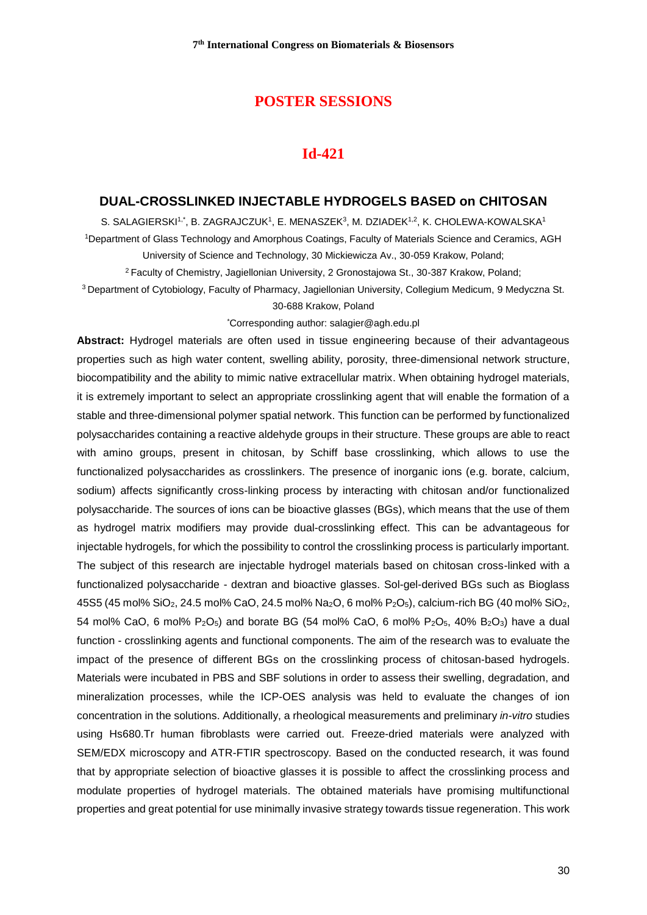## POSTER SESSIONS

## Id-421

### DUAL-CROSSLINKED INJECTABLE HYDROGELS BASED on CHITOSAN

S. SALAGIERSKI[1,*], B. ZAGRAJCZUK[1], E. MENASZEK[3], M. DZIADEK[1,2], K. CHOLEWA-KOWALSKA[1]

[1]Department of Glass Technology and Amorphous Coatings, Faculty of Materials Science and Ceramics, AGH University of Science and Technology, 30 Mickiewicza Av., 30-059 Krakow, Poland;

[2] Faculty of Chemistry, Jagiellonian University, 2 Gronostajowa St., 30-387 Krakow, Poland;

[3] Department of Cytobiology, Faculty of Pharmacy, Jagiellonian University, Collegium Medicum, 9 Medyczna St. 30-688 Krakow, Poland

[*]Corresponding author: salagier@agh.edu.pl

**Abstract:** Hydrogel materials are often used in tissue engineering because of their advantageous properties such as high water content, swelling ability, porosity, three-dimensional network structure, biocompatibility and the ability to mimic native extracellular matrix. When obtaining hydrogel materials, it is extremely important to select an appropriate crosslinking agent that will enable the formation of a stable and three-dimensional polymer spatial network. This function can be performed by functionalized polysaccharides containing a reactive aldehyde groups in their structure. These groups are able to react with amino groups, present in chitosan, by Schiff base crosslinking, which allows to use the functionalized polysaccharides as crosslinkers. The presence of inorganic ions (e.g. borate, calcium, sodium) affects significantly cross-linking process by interacting with chitosan and/or functionalized polysaccharide. The sources of ions can be bioactive glasses (BGs), which means that the use of them as hydrogel matrix modifiers may provide dual-crosslinking effect. This can be advantageous for injectable hydrogels, for which the possibility to control the crosslinking process is particularly important. The subject of this research are injectable hydrogel materials based on chitosan cross-linked with a functionalized polysaccharide - dextran and bioactive glasses. Sol-gel-derived BGs such as Bioglass 45S5 (45 mol% $SiO_2$, 24.5 mol% CaO, 24.5 mol% $Na_2O$, 6 mol% $P_2O_5$), calcium-rich BG (40 mol% $SiO_2$, 54 mol% CaO, 6 mol% $P_2O_5$) and borate BG (54 mol% CaO, 6 mol% $P_2O_5$, 40% $B_2O_3$) have a dual function - crosslinking agents and functional components. The aim of the research was to evaluate the impact of the presence of different BGs on the crosslinking process of chitosan-based hydrogels. Materials were incubated in PBS and SBF solutions in order to assess their swelling, degradation, and mineralization processes, while the ICP-OES analysis was held to evaluate the changes of ion concentration in the solutions. Additionally, a rheological measurements and preliminary *in-vitro* studies using Hs680.Tr human fibroblasts were carried out. Freeze-dried materials were analyzed with SEM/EDX microscopy and ATR-FTIR spectroscopy. Based on the conducted research, it was found that by appropriate selection of bioactive glasses it is possible to affect the crosslinking process and modulate properties of hydrogel materials. The obtained materials have promising multifunctional properties and great potential for use minimally invasive strategy towards tissue regeneration. This work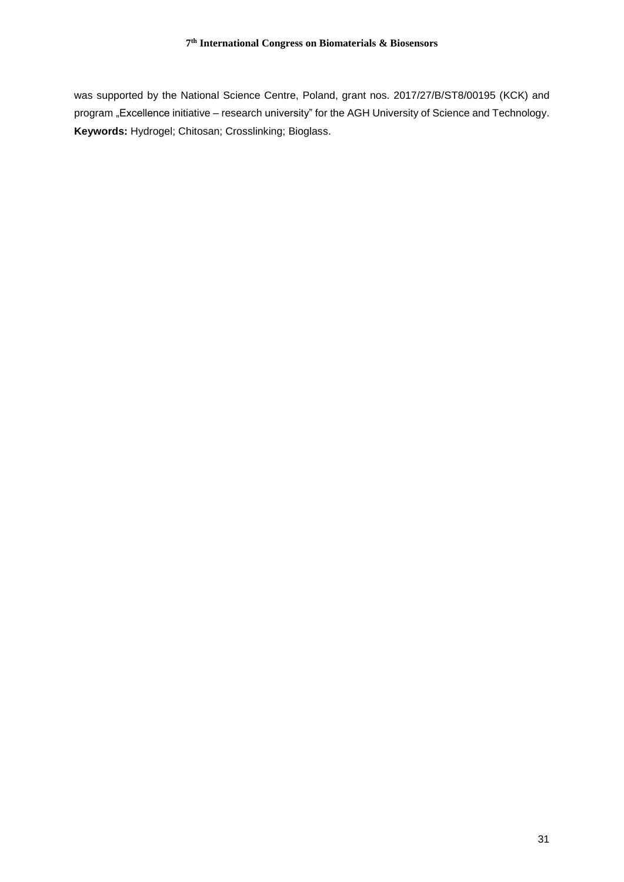was supported by the National Science Centre, Poland, grant nos. 2017/27/B/ST8/00195 (KCK) and program „Excellence initiative – research university" for the AGH University of Science and Technology.
**Keywords:** Hydrogel; Chitosan; Crosslinking; Bioglass.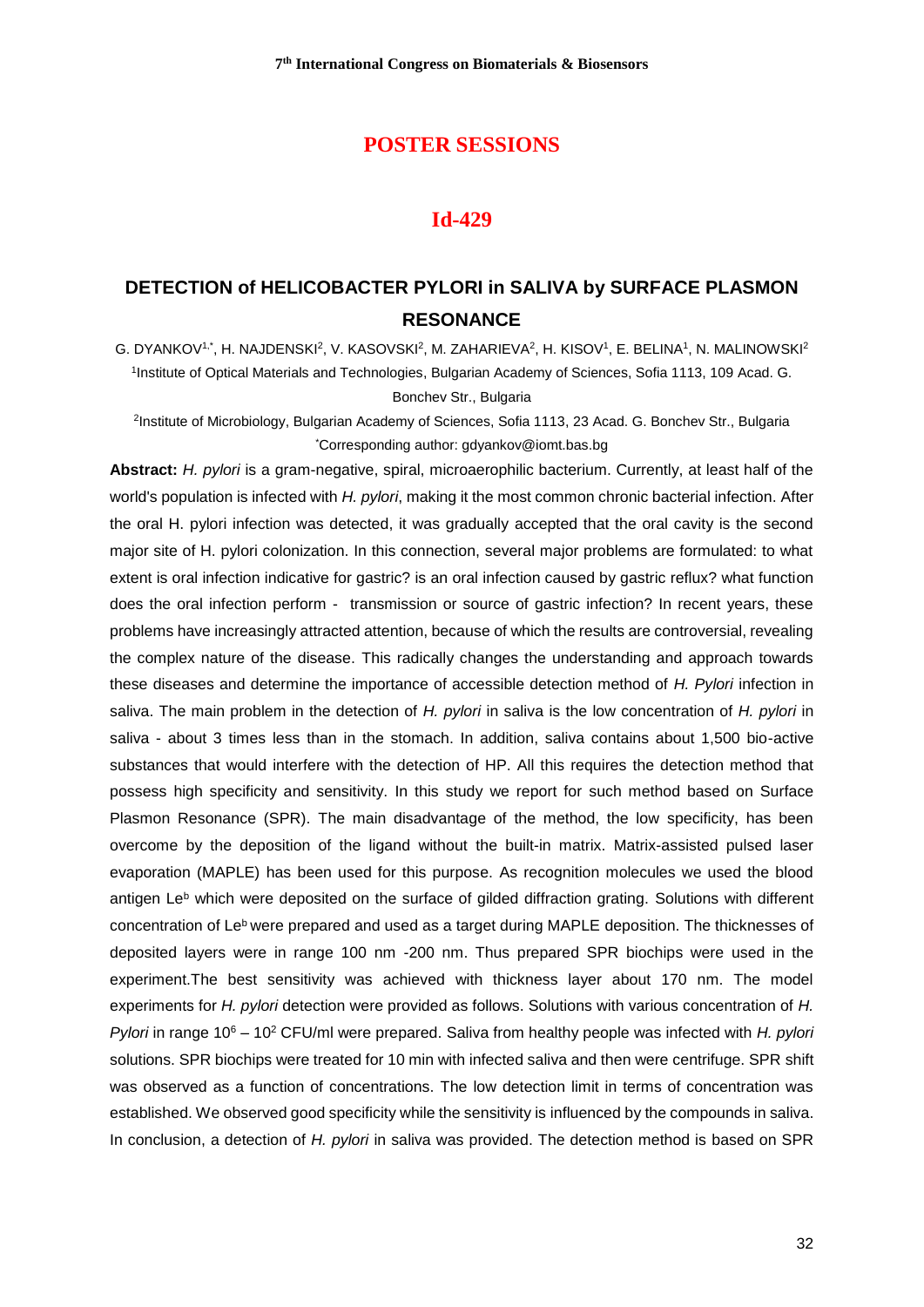# POSTER SESSIONS

## Id-429

### DETECTION of HELICOBACTER PYLORI in SALIVA by SURFACE PLASMON RESONANCE

G. DYANKOV[1,*], H. NAJDENSKI[2], V. KASOVSKI[2], M. ZAHARIEVA[2], H. KISOV[1], E. BELINA[1], N. MALINOWSKI[2]

[1]Institute of Optical Materials and Technologies, Bulgarian Academy of Sciences, Sofia 1113, 109 Acad. G. Bonchev Str., Bulgaria

[2]Institute of Microbiology, Bulgarian Academy of Sciences, Sofia 1113, 23 Acad. G. Bonchev Str., Bulgaria

[*]Corresponding author: gdyankov@iomt.bas.bg

**Abstract:** *H. pylori* is a gram-negative, spiral, microaerophilic bacterium. Currently, at least half of the world's population is infected with *H. pylori*, making it the most common chronic bacterial infection. After the oral H. pylori infection was detected, it was gradually accepted that the oral cavity is the second major site of H. pylori colonization. In this connection, several major problems are formulated: to what extent is oral infection indicative for gastric? is an oral infection caused by gastric reflux? what function does the oral infection perform - transmission or source of gastric infection? In recent years, these problems have increasingly attracted attention, because of which the results are controversial, revealing the complex nature of the disease. This radically changes the understanding and approach towards these diseases and determine the importance of accessible detection method of *H. Pylori* infection in saliva. The main problem in the detection of *H. pylori* in saliva is the low concentration of *H. pylori* in saliva - about 3 times less than in the stomach. In addition, saliva contains about 1,500 bio-active substances that would interfere with the detection of HP. All this requires the detection method that possess high specificity and sensitivity. In this study we report for such method based on Surface Plasmon Resonance (SPR). The main disadvantage of the method, the low specificity, has been overcome by the deposition of the ligand without the built-in matrix. Matrix-assisted pulsed laser evaporation (MAPLE) has been used for this purpose. As recognition molecules we used the blood antigen $Le^b$ which were deposited on the surface of gilded diffraction grating. Solutions with different concentration of $Le^b$ were prepared and used as a target during MAPLE deposition. The thicknesses of deposited layers were in range 100 nm -200 nm. Thus prepared SPR biochips were used in the experiment.The best sensitivity was achieved with thickness layer about 170 nm. The model experiments for *H. pylori* detection were provided as follows. Solutions with various concentration of *H. Pylori* in range $10^6$ – $10^2$ CFU/ml were prepared. Saliva from healthy people was infected with *H. pylori* solutions. SPR biochips were treated for 10 min with infected saliva and then were centrifuge. SPR shift was observed as a function of concentrations. The low detection limit in terms of concentration was established. We observed good specificity while the sensitivity is influenced by the compounds in saliva. In conclusion, a detection of *H. pylori* in saliva was provided. The detection method is based on SPR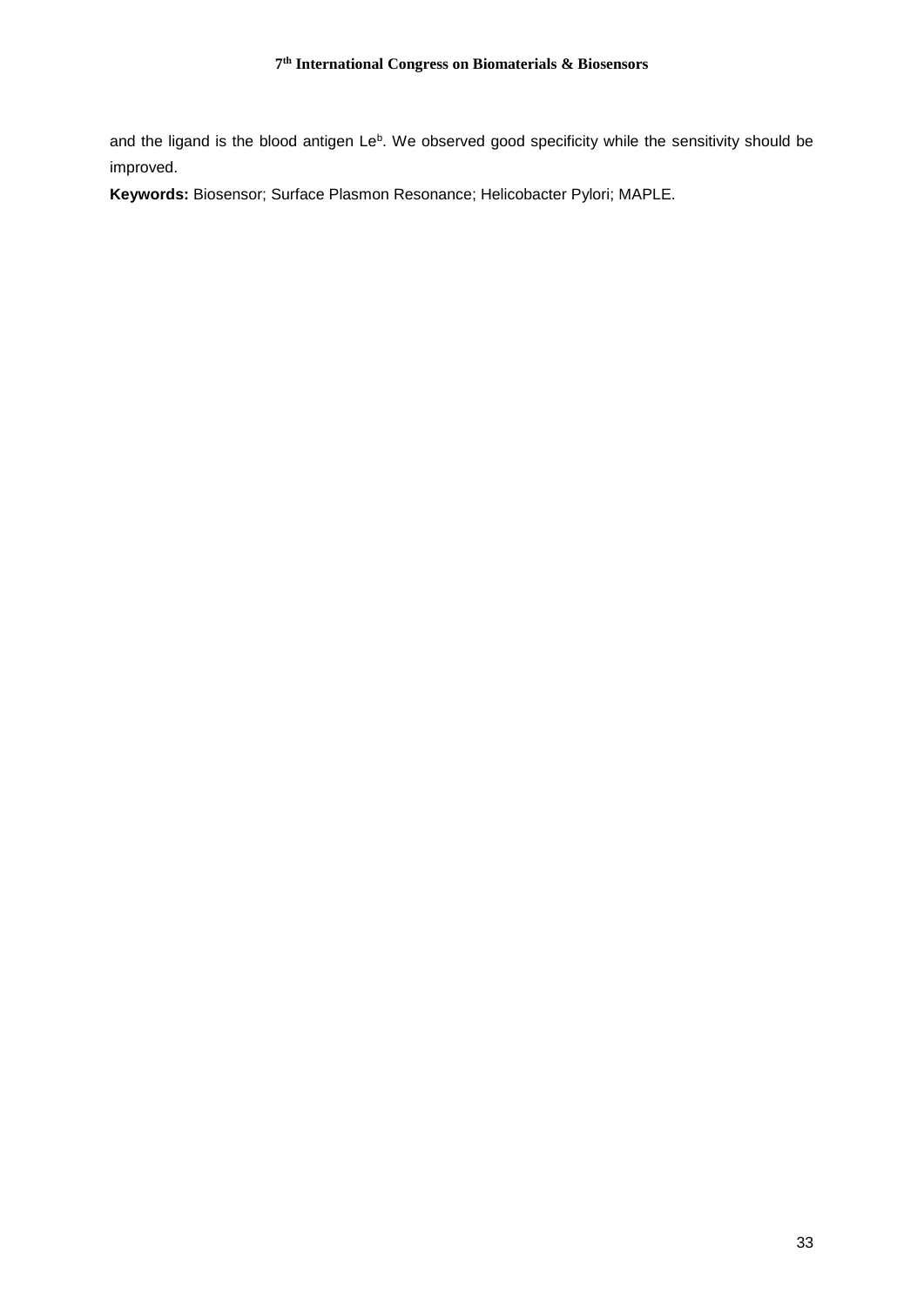and the ligand is the blood antigen $Le^b$. We observed good specificity while the sensitivity should be improved.

**Keywords:** Biosensor; Surface Plasmon Resonance; Helicobacter Pylori; MAPLE.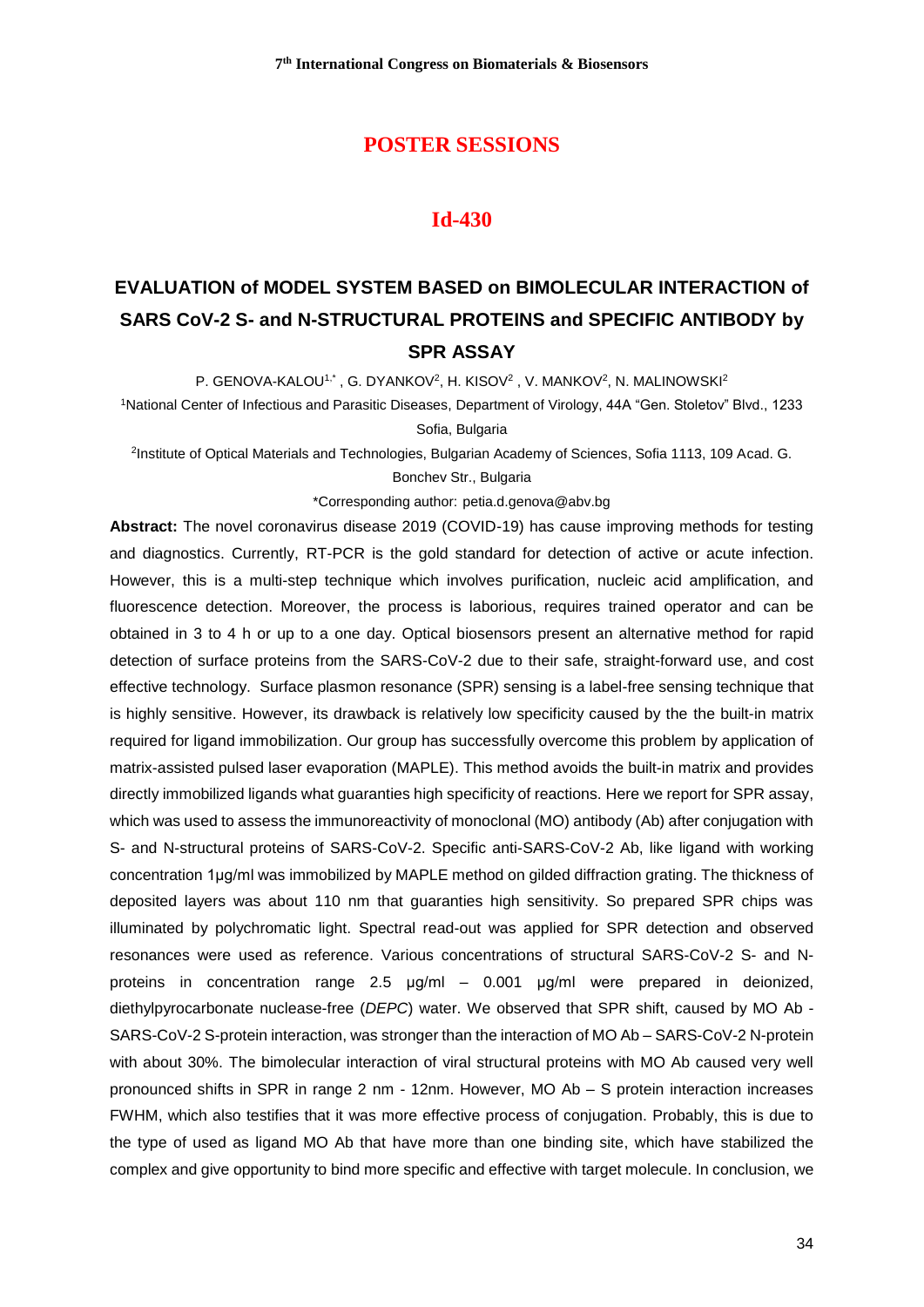## POSTER SESSIONS

### Id-430

# EVALUATION of MODEL SYSTEM BASED on BIMOLECULAR INTERACTION of SARS CoV-2 S- and N-STRUCTURAL PROTEINS and SPECIFIC ANTIBODY by SPR ASSAY

P. GENOVA-KALOU[1,*] , G. DYANKOV[2], H. KISOV[2] , V. MANKOV[2], N. MALINOWSKI[2]

[1]National Center of Infectious and Parasitic Diseases, Department of Virology, 44A "Gen. Stoletov" Blvd., 1233 Sofia, Bulgaria

[2]Institute of Optical Materials and Technologies, Bulgarian Academy of Sciences, Sofia 1113, 109 Acad. G. Bonchev Str., Bulgaria

*Corresponding author: petia.d.genova@abv.bg

**Abstract:** The novel coronavirus disease 2019 (COVID-19) has cause improving methods for testing and diagnostics. Currently, RT-PCR is the gold standard for detection of active or acute infection. However, this is a multi-step technique which involves purification, nucleic acid amplification, and fluorescence detection. Moreover, the process is laborious, requires trained operator and can be obtained in 3 to 4 h or up to a one day. Optical biosensors present an alternative method for rapid detection of surface proteins from the SARS-CoV-2 due to their safe, straight-forward use, and cost effective technology. Surface plasmon resonance (SPR) sensing is a label-free sensing technique that is highly sensitive. However, its drawback is relatively low specificity caused by the the built-in matrix required for ligand immobilization. Our group has successfully overcome this problem by application of matrix-assisted pulsed laser evaporation (MAPLE). This method avoids the built-in matrix and provides directly immobilized ligands what guaranties high specificity of reactions. Here we report for SPR assay, which was used to assess the immunoreactivity of monoclonal (MO) antibody (Ab) after conjugation with S- and N-structural proteins of SARS-CoV-2. Specific anti-SARS-CoV-2 Ab, like ligand with working concentration 1µg/ml was immobilized by MAPLE method on gilded diffraction grating. The thickness of deposited layers was about 110 nm that guaranties high sensitivity. So prepared SPR chips was illuminated by polychromatic light. Spectral read-out was applied for SPR detection and observed resonances were used as reference. Various concentrations of structural SARS-CoV-2 S- and N-proteins in concentration range 2.5 µg/ml – 0.001 µg/ml were prepared in deionized, diethylpyrocarbonate nuclease-free (*DEPC*) water. We observed that SPR shift, caused by MO Ab - SARS-CoV-2 S-protein interaction, was stronger than the interaction of MO Ab – SARS-CoV-2 N-protein with about 30%. The bimolecular interaction of viral structural proteins with MO Ab caused very well pronounced shifts in SPR in range 2 nm - 12nm. However, MO Ab – S protein interaction increases FWHM, which also testifies that it was more effective process of conjugation. Probably, this is due to the type of used as ligand MO Ab that have more than one binding site, which have stabilized the complex and give opportunity to bind more specific and effective with target molecule. In conclusion, we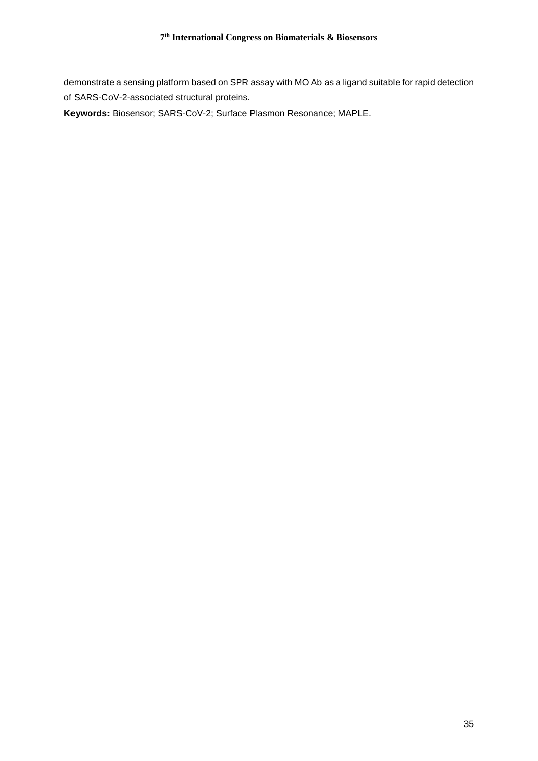demonstrate a sensing platform based on SPR assay with MO Ab as a ligand suitable for rapid detection of SARS-CoV-2-associated structural proteins.

**Keywords:** Biosensor; SARS-CoV-2; Surface Plasmon Resonance; MAPLE.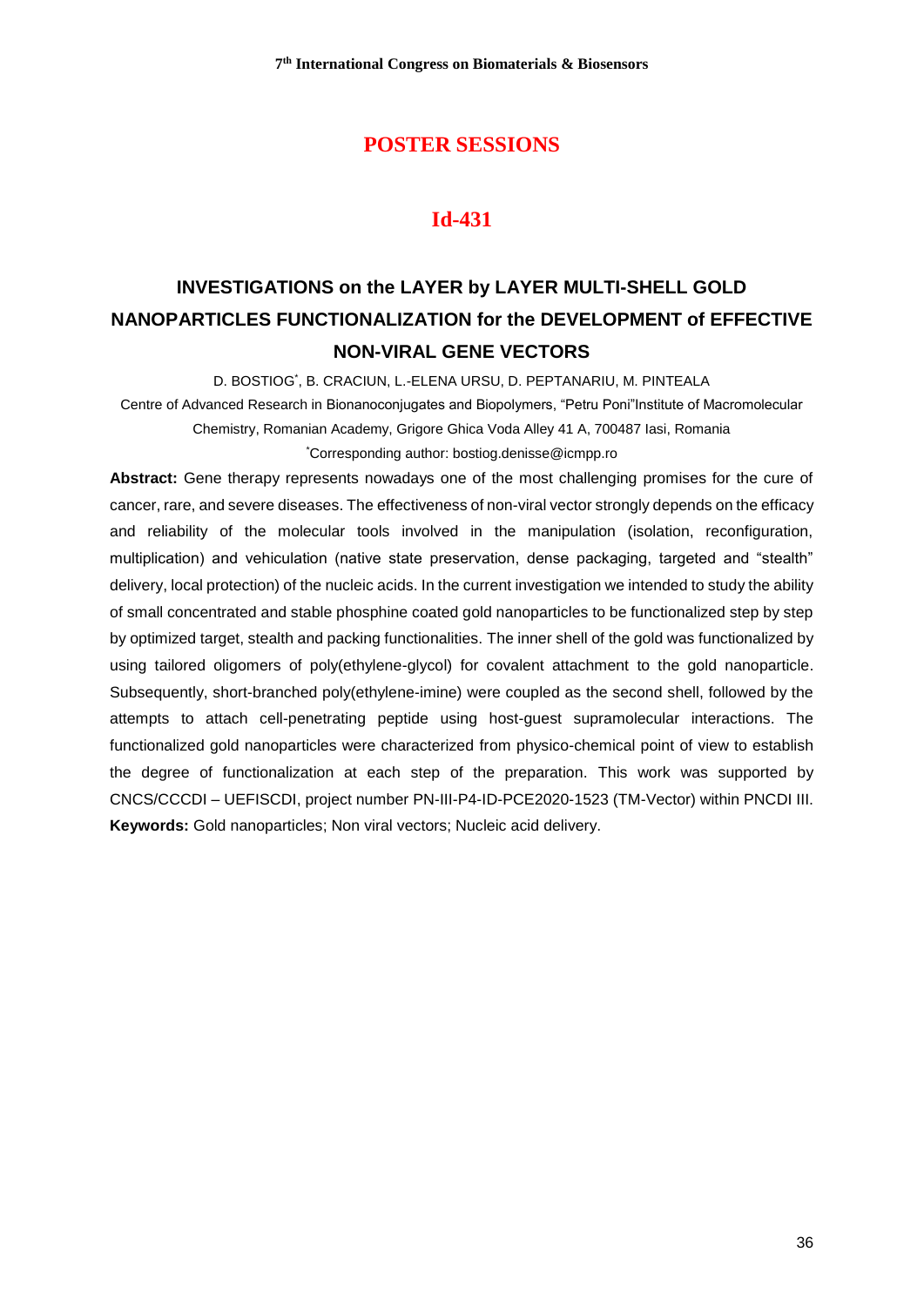## POSTER SESSIONS

## Id-431

# INVESTIGATIONS on the LAYER by LAYER MULTI-SHELL GOLD NANOPARTICLES FUNCTIONALIZATION for the DEVELOPMENT of EFFECTIVE NON-VIRAL GENE VECTORS

D. BOSTIOG*, B. CRACIUN, L.-ELENA URSU, D. PEPTANARIU, M. PINTEALA

Centre of Advanced Research in Bionanoconjugates and Biopolymers, "Petru Poni"Institute of Macromolecular Chemistry, Romanian Academy, Grigore Ghica Voda Alley 41 A, 700487 Iasi, Romania

*Corresponding author: bostiog.denisse@icmpp.ro

**Abstract:** Gene therapy represents nowadays one of the most challenging promises for the cure of cancer, rare, and severe diseases. The effectiveness of non-viral vector strongly depends on the efficacy and reliability of the molecular tools involved in the manipulation (isolation, reconfiguration, multiplication) and vehiculation (native state preservation, dense packaging, targeted and "stealth" delivery, local protection) of the nucleic acids. In the current investigation we intended to study the ability of small concentrated and stable phosphine coated gold nanoparticles to be functionalized step by step by optimized target, stealth and packing functionalities. The inner shell of the gold was functionalized by using tailored oligomers of poly(ethylene-glycol) for covalent attachment to the gold nanoparticle. Subsequently, short-branched poly(ethylene-imine) were coupled as the second shell, followed by the attempts to attach cell-penetrating peptide using host-guest supramolecular interactions. The functionalized gold nanoparticles were characterized from physico-chemical point of view to establish the degree of functionalization at each step of the preparation. This work was supported by CNCS/CCCDI – UEFISCDI, project number PN-III-P4-ID-PCE2020-1523 (TM-Vector) within PNCDI III.

**Keywords:** Gold nanoparticles; Non viral vectors; Nucleic acid delivery.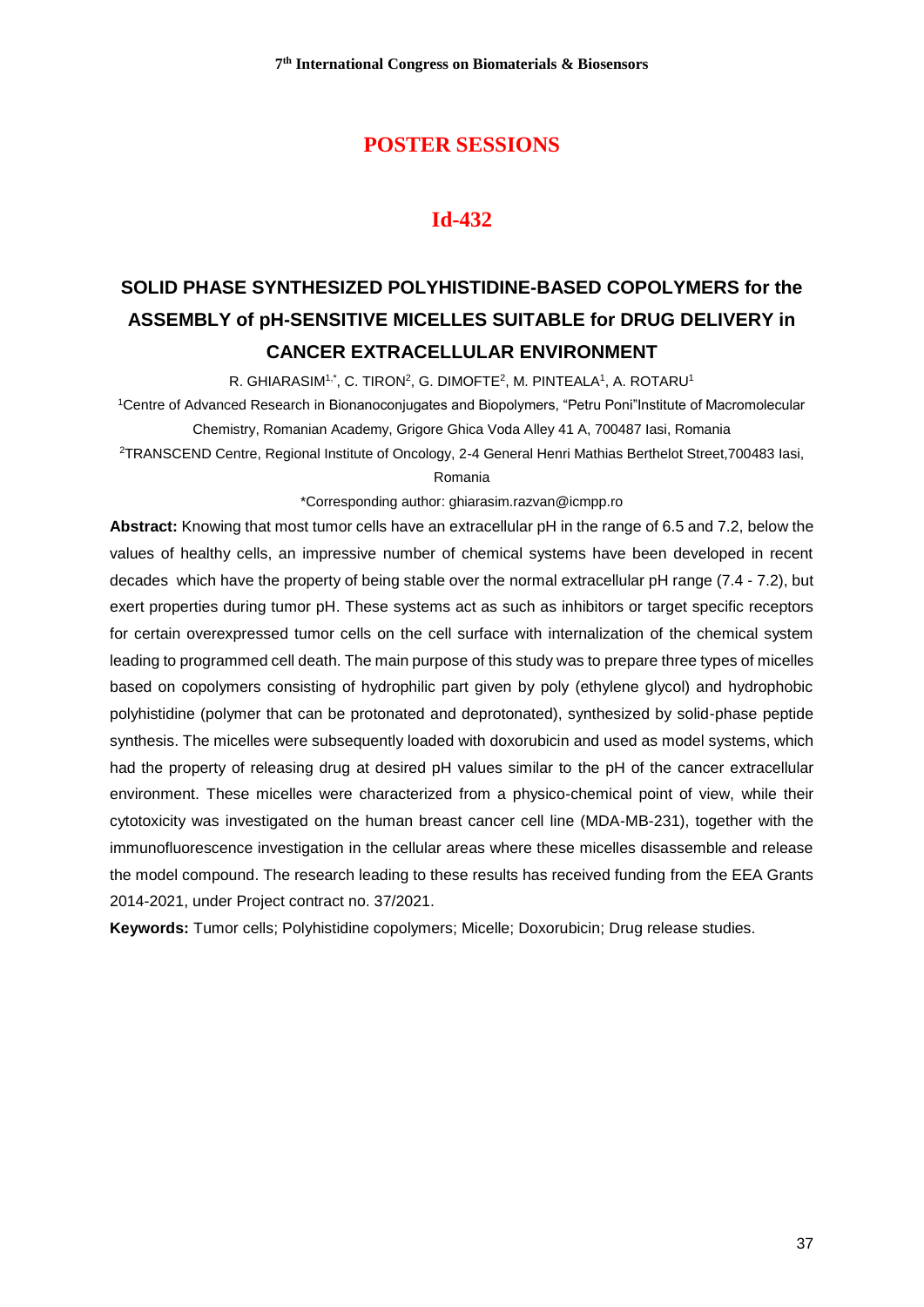## POSTER SESSIONS

## Id-432

# SOLID PHASE SYNTHESIZED POLYHISTIDINE-BASED COPOLYMERS for the ASSEMBLY of pH-SENSITIVE MICELLES SUITABLE for DRUG DELIVERY in CANCER EXTRACELLULAR ENVIRONMENT

R. GHIARASIM[1,*], C. TIRON[2], G. DIMOFTE[2], M. PINTEALA[1], A. ROTARU[1]

[1]Centre of Advanced Research in Bionanoconjugates and Biopolymers, "Petru Poni"Institute of Macromolecular Chemistry, Romanian Academy, Grigore Ghica Voda Alley 41 A, 700487 Iasi, Romania

[2]TRANSCEND Centre, Regional Institute of Oncology, 2-4 General Henri Mathias Berthelot Street,700483 Iasi, Romania

*Corresponding author: ghiarasim.razvan@icmpp.ro

**Abstract:** Knowing that most tumor cells have an extracellular pH in the range of 6.5 and 7.2, below the values of healthy cells, an impressive number of chemical systems have been developed in recent decades which have the property of being stable over the normal extracellular pH range (7.4 - 7.2), but exert properties during tumor pH. These systems act as such as inhibitors or target specific receptors for certain overexpressed tumor cells on the cell surface with internalization of the chemical system leading to programmed cell death. The main purpose of this study was to prepare three types of micelles based on copolymers consisting of hydrophilic part given by poly (ethylene glycol) and hydrophobic polyhistidine (polymer that can be protonated and deprotonated), synthesized by solid-phase peptide synthesis. The micelles were subsequently loaded with doxorubicin and used as model systems, which had the property of releasing drug at desired pH values similar to the pH of the cancer extracellular environment. These micelles were characterized from a physico-chemical point of view, while their cytotoxicity was investigated on the human breast cancer cell line (MDA-MB-231), together with the immunofluorescence investigation in the cellular areas where these micelles disassemble and release the model compound. The research leading to these results has received funding from the EEA Grants 2014-2021, under Project contract no. 37/2021.

**Keywords:** Tumor cells; Polyhistidine copolymers; Micelle; Doxorubicin; Drug release studies.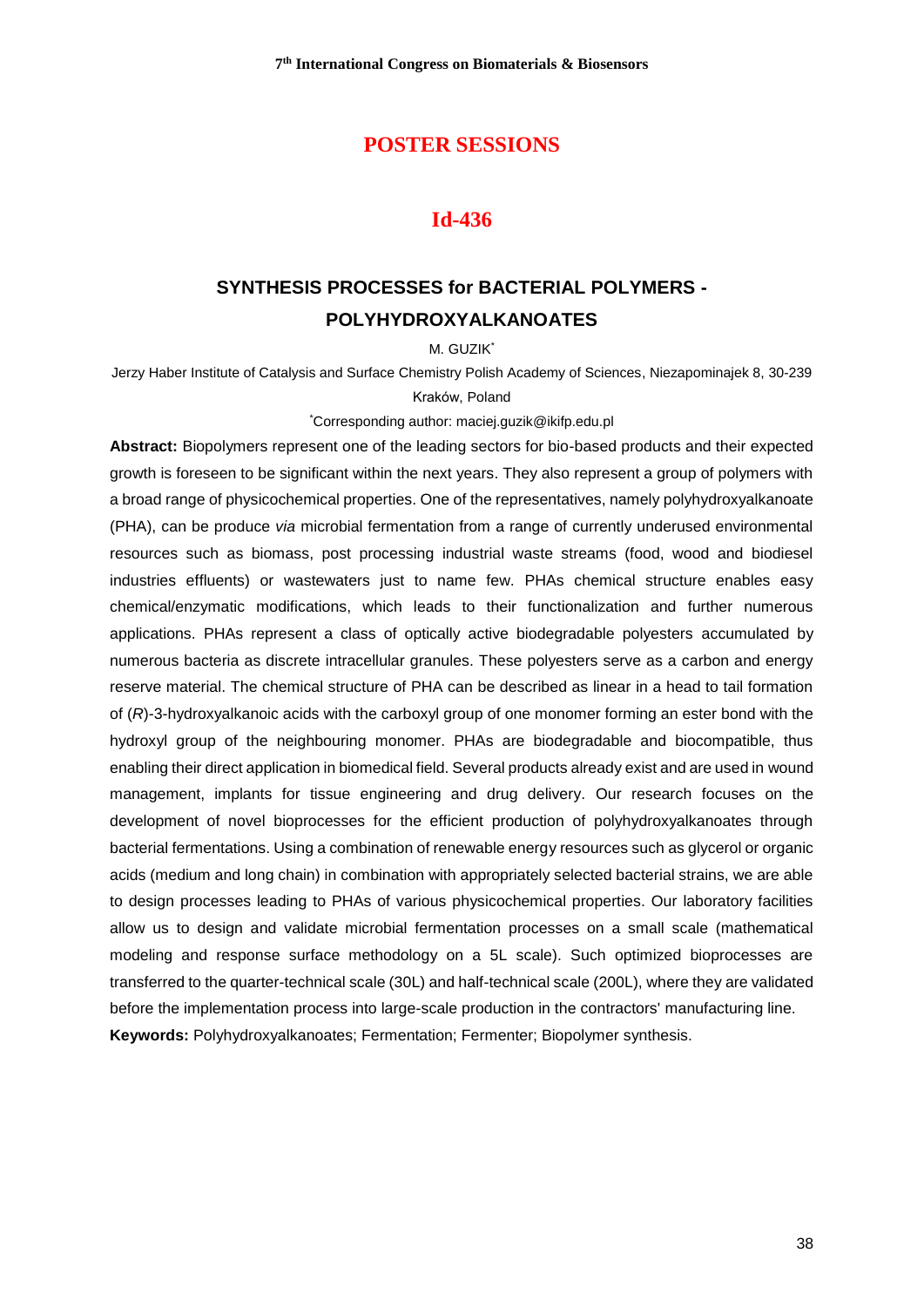# POSTER SESSIONS

## Id-436

### SYNTHESIS PROCESSES for BACTERIAL POLYMERS - POLYHYDROXYALKANOATES

M. GUZIK[*]

Jerzy Haber Institute of Catalysis and Surface Chemistry Polish Academy of Sciences, Niezapominajek 8, 30-239 Kraków, Poland

[*]Corresponding author: maciej.guzik@ikifp.edu.pl

**Abstract:** Biopolymers represent one of the leading sectors for bio-based products and their expected growth is foreseen to be significant within the next years. They also represent a group of polymers with a broad range of physicochemical properties. One of the representatives, namely polyhydroxyalkanoate (PHA), can be produce *via* microbial fermentation from a range of currently underused environmental resources such as biomass, post processing industrial waste streams (food, wood and biodiesel industries effluents) or wastewaters just to name few. PHAs chemical structure enables easy chemical/enzymatic modifications, which leads to their functionalization and further numerous applications. PHAs represent a class of optically active biodegradable polyesters accumulated by numerous bacteria as discrete intracellular granules. These polyesters serve as a carbon and energy reserve material. The chemical structure of PHA can be described as linear in a head to tail formation of (*R*)-3-hydroxyalkanoic acids with the carboxyl group of one monomer forming an ester bond with the hydroxyl group of the neighbouring monomer. PHAs are biodegradable and biocompatible, thus enabling their direct application in biomedical field. Several products already exist and are used in wound management, implants for tissue engineering and drug delivery. Our research focuses on the development of novel bioprocesses for the efficient production of polyhydroxyalkanoates through bacterial fermentations. Using a combination of renewable energy resources such as glycerol or organic acids (medium and long chain) in combination with appropriately selected bacterial strains, we are able to design processes leading to PHAs of various physicochemical properties. Our laboratory facilities allow us to design and validate microbial fermentation processes on a small scale (mathematical modeling and response surface methodology on a 5L scale). Such optimized bioprocesses are transferred to the quarter-technical scale (30L) and half-technical scale (200L), where they are validated before the implementation process into large-scale production in the contractors' manufacturing line.

**Keywords:** Polyhydroxyalkanoates; Fermentation; Fermenter; Biopolymer synthesis.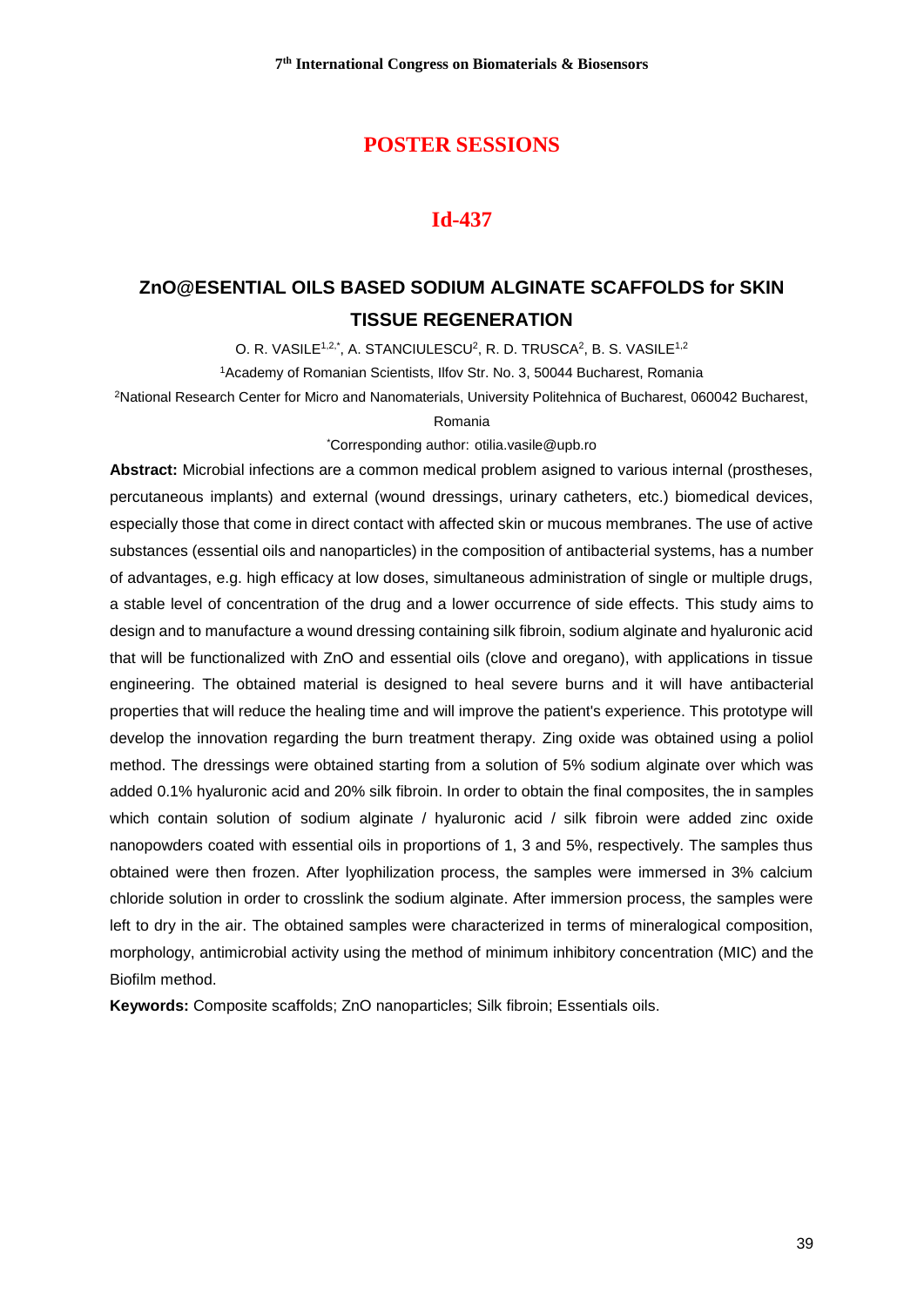## POSTER SESSIONS

## Id-437

# ZnO@ESENTIAL OILS BASED SODIUM ALGINATE SCAFFOLDS for SKIN TISSUE REGENERATION

O. R. VASILE[1,2,*], A. STANCIULESCU[2], R. D. TRUSCA[2], B. S. VASILE[1,2]

[1]Academy of Romanian Scientists, Ilfov Str. No. 3, 50044 Bucharest, Romania

[2]National Research Center for Micro and Nanomaterials, University Politehnica of Bucharest, 060042 Bucharest, Romania

[*]Corresponding author: otilia.vasile@upb.ro

**Abstract:** Microbial infections are a common medical problem asigned to various internal (prostheses, percutaneous implants) and external (wound dressings, urinary catheters, etc.) biomedical devices, especially those that come in direct contact with affected skin or mucous membranes. The use of active substances (essential oils and nanoparticles) in the composition of antibacterial systems, has a number of advantages, e.g. high efficacy at low doses, simultaneous administration of single or multiple drugs, a stable level of concentration of the drug and a lower occurrence of side effects. This study aims to design and to manufacture a wound dressing containing silk fibroin, sodium alginate and hyaluronic acid that will be functionalized with ZnO and essential oils (clove and oregano), with applications in tissue engineering. The obtained material is designed to heal severe burns and it will have antibacterial properties that will reduce the healing time and will improve the patient's experience. This prototype will develop the innovation regarding the burn treatment therapy. Zing oxide was obtained using a poliol method. The dressings were obtained starting from a solution of 5% sodium alginate over which was added 0.1% hyaluronic acid and 20% silk fibroin. In order to obtain the final composites, the in samples which contain solution of sodium alginate / hyaluronic acid / silk fibroin were added zinc oxide nanopowders coated with essential oils in proportions of 1, 3 and 5%, respectively. The samples thus obtained were then frozen. After lyophilization process, the samples were immersed in 3% calcium chloride solution in order to crosslink the sodium alginate. After immersion process, the samples were left to dry in the air. The obtained samples were characterized in terms of mineralogical composition, morphology, antimicrobial activity using the method of minimum inhibitory concentration (MIC) and the Biofilm method.

**Keywords:** Composite scaffolds; ZnO nanoparticles; Silk fibroin; Essentials oils.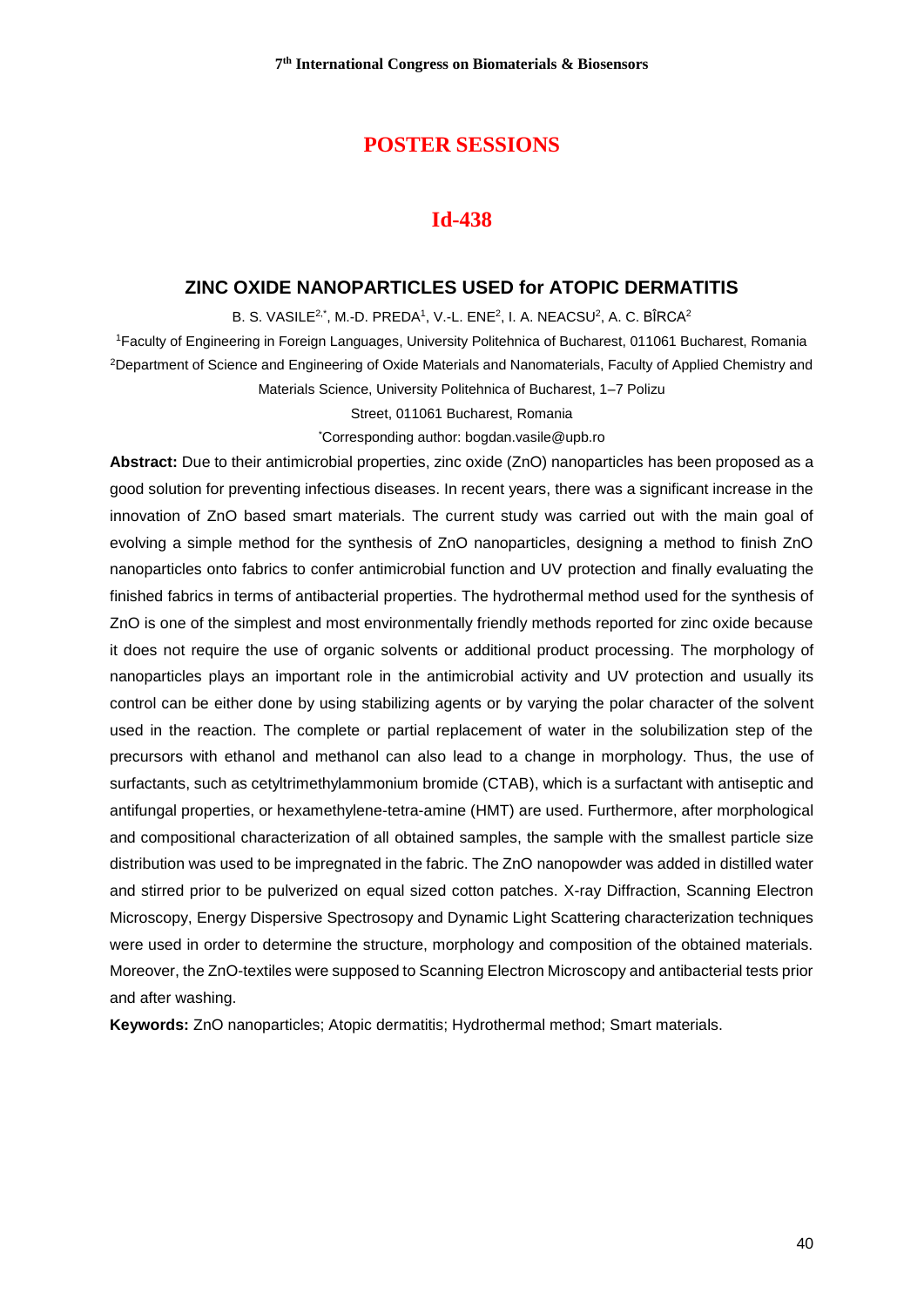## POSTER SESSIONS

### Id-438

### ZINC OXIDE NANOPARTICLES USED for ATOPIC DERMATITIS

B. S. VASILE[2,*], M.-D. PREDA[1], V.-L. ENE[2], I. A. NEACSU[2], A. C. BÎRCA[2]

[1]Faculty of Engineering in Foreign Languages, University Politehnica of Bucharest, 011061 Bucharest, Romania
[2]Department of Science and Engineering of Oxide Materials and Nanomaterials, Faculty of Applied Chemistry and Materials Science, University Politehnica of Bucharest, 1–7 Polizu Street, 011061 Bucharest, Romania

[*]Corresponding author: bogdan.vasile@upb.ro

**Abstract:** Due to their antimicrobial properties, zinc oxide (ZnO) nanoparticles has been proposed as a good solution for preventing infectious diseases. In recent years, there was a significant increase in the innovation of ZnO based smart materials. The current study was carried out with the main goal of evolving a simple method for the synthesis of ZnO nanoparticles, designing a method to finish ZnO nanoparticles onto fabrics to confer antimicrobial function and UV protection and finally evaluating the finished fabrics in terms of antibacterial properties. The hydrothermal method used for the synthesis of ZnO is one of the simplest and most environmentally friendly methods reported for zinc oxide because it does not require the use of organic solvents or additional product processing. The morphology of nanoparticles plays an important role in the antimicrobial activity and UV protection and usually its control can be either done by using stabilizing agents or by varying the polar character of the solvent used in the reaction. The complete or partial replacement of water in the solubilization step of the precursors with ethanol and methanol can also lead to a change in morphology. Thus, the use of surfactants, such as cetyltrimethylammonium bromide (CTAB), which is a surfactant with antiseptic and antifungal properties, or hexamethylene-tetra-amine (HMT) are used. Furthermore, after morphological and compositional characterization of all obtained samples, the sample with the smallest particle size distribution was used to be impregnated in the fabric. The ZnO nanopowder was added in distilled water and stirred prior to be pulverized on equal sized cotton patches. X-ray Diffraction, Scanning Electron Microscopy, Energy Dispersive Spectrosopy and Dynamic Light Scattering characterization techniques were used in order to determine the structure, morphology and composition of the obtained materials. Moreover, the ZnO-textiles were supposed to Scanning Electron Microscopy and antibacterial tests prior and after washing.

**Keywords:** ZnO nanoparticles; Atopic dermatitis; Hydrothermal method; Smart materials.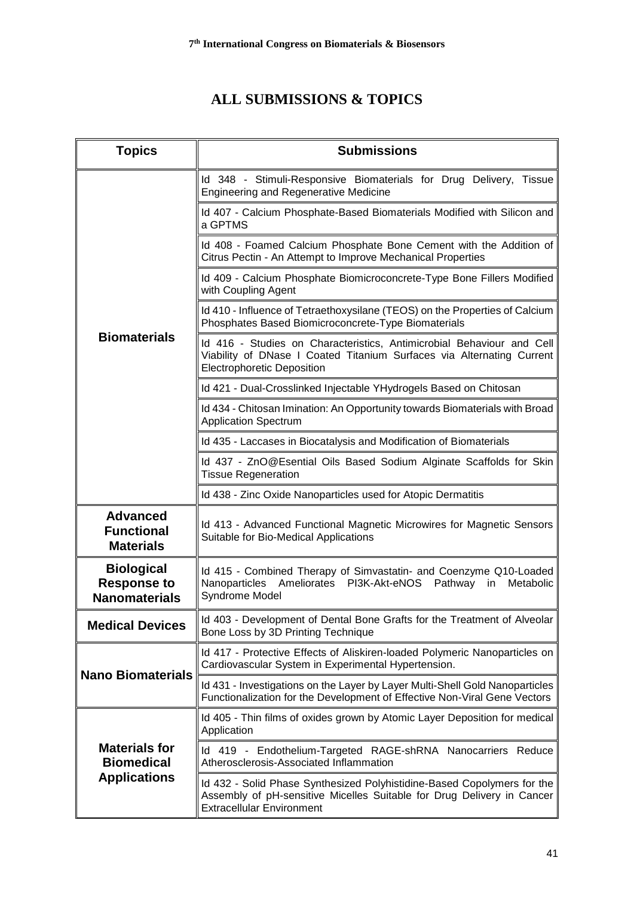# ALL SUBMISSIONS & TOPICS

| Topics | Submissions |
|---|---|
| **Biomaterials** | Id 348 - Stimuli-Responsive Biomaterials for Drug Delivery, Tissue Engineering and Regenerative Medicine |
| | Id 407 - Calcium Phosphate-Based Biomaterials Modified with Silicon and a GPTMS |
| | Id 408 - Foamed Calcium Phosphate Bone Cement with the Addition of Citrus Pectin - An Attempt to Improve Mechanical Properties |
| | Id 409 - Calcium Phosphate Biomicroconcrete-Type Bone Fillers Modified with Coupling Agent |
| | Id 410 - Influence of Tetraethoxysilane (TEOS) on the Properties of Calcium Phosphates Based Biomicroconcrete-Type Biomaterials |
| | Id 416 - Studies on Characteristics, Antimicrobial Behaviour and Cell Viability of DNase I Coated Titanium Surfaces via Alternating Current Electrophoretic Deposition |
| | Id 421 - Dual-Crosslinked Injectable YHydrogels Based on Chitosan |
| | Id 434 - Chitosan Imination: An Opportunity towards Biomaterials with Broad Application Spectrum |
| | Id 435 - Laccases in Biocatalysis and Modification of Biomaterials |
| | Id 437 - ZnO@Esential Oils Based Sodium Alginate Scaffolds for Skin Tissue Regeneration |
| | Id 438 - Zinc Oxide Nanoparticles used for Atopic Dermatitis |
| **Advanced Functional Materials** | Id 413 - Advanced Functional Magnetic Microwires for Magnetic Sensors Suitable for Bio-Medical Applications |
| **Biological Response to Nanomaterials** | Id 415 - Combined Therapy of Simvastatin- and Coenzyme Q10-Loaded Nanoparticles Ameliorates PI3K-Akt-eNOS Pathway in Metabolic Syndrome Model |
| **Medical Devices** | Id 403 - Development of Dental Bone Grafts for the Treatment of Alveolar Bone Loss by 3D Printing Technique |
| **Nano Biomaterials** | Id 417 - Protective Effects of Aliskiren-loaded Polymeric Nanoparticles on Cardiovascular System in Experimental Hypertension. |
| | Id 431 - Investigations on the Layer by Layer Multi-Shell Gold Nanoparticles Functionalization for the Development of Effective Non-Viral Gene Vectors |
| **Materials for Biomedical Applications** | Id 405 - Thin films of oxides grown by Atomic Layer Deposition for medical Application |
| | Id 419 - Endothelium-Targeted RAGE-shRNA Nanocarriers Reduce Atherosclerosis-Associated Inflammation |
| | Id 432 - Solid Phase Synthesized Polyhistidine-Based Copolymers for the Assembly of pH-sensitive Micelles Suitable for Drug Delivery in Cancer Extracellular Environment |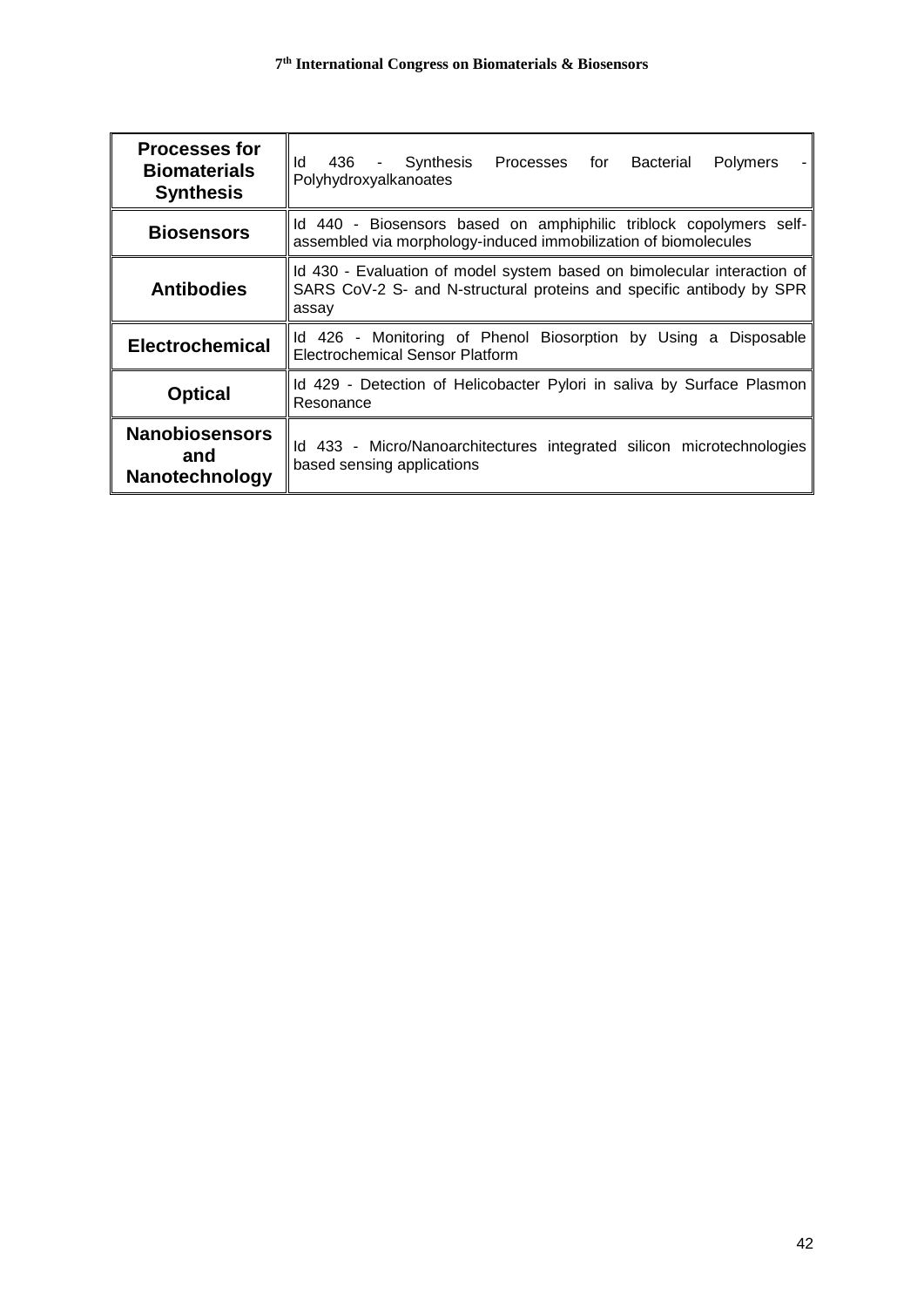| | |
|---|---|
| **Processes for Biomaterials Synthesis** | Id 436 - Synthesis Processes for Bacterial Polymers - Polyhydroxyalkanoates |
| **Biosensors** | Id 440 - Biosensors based on amphiphilic triblock copolymers self-assembled via morphology-induced immobilization of biomolecules |
| **Antibodies** | Id 430 - Evaluation of model system based on bimolecular interaction of SARS CoV-2 S- and N-structural proteins and specific antibody by SPR assay |
| **Electrochemical** | Id 426 - Monitoring of Phenol Biosorption by Using a Disposable Electrochemical Sensor Platform |
| **Optical** | Id 429 - Detection of Helicobacter Pylori in saliva by Surface Plasmon Resonance |
| **Nanobiosensors and Nanotechnology** | Id 433 - Micro/Nanoarchitectures integrated silicon microtechnologies based sensing applications |